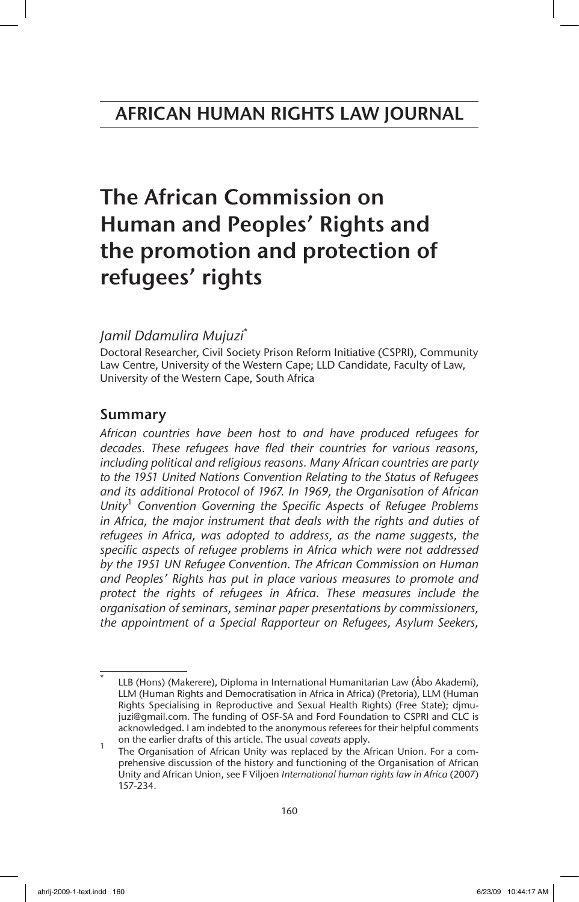# AFRICAN HUMAN RIGHTS LAW JOURNAL

# The African Commission on Human and Peoples' Rights and the promotion and protection of refugees' rights

*Jamil Ddamulira Mujuzi*[*]

Doctoral Researcher, Civil Society Prison Reform Initiative (CSPRI), Community Law Centre, University of the Western Cape; LLD Candidate, Faculty of Law, University of the Western Cape, South Africa

## Summary

*African countries have been host to and have produced refugees for decades. These refugees have fled their countries for various reasons, including political and religious reasons. Many African countries are party to the 1951 United Nations Convention Relating to the Status of Refugees and its additional Protocol of 1967. In 1969, the Organisation of African Unity*[1] *Convention Governing the Specific Aspects of Refugee Problems in Africa, the major instrument that deals with the rights and duties of refugees in Africa, was adopted to address, as the name suggests, the specific aspects of refugee problems in Africa which were not addressed by the 1951 UN Refugee Convention. The African Commission on Human and Peoples' Rights has put in place various measures to promote and protect the rights of refugees in Africa. These measures include the organisation of seminars, seminar paper presentations by commissioners, the appointment of a Special Rapporteur on Refugees, Asylum Seekers,*

---

[*] LLB (Hons) (Makerere), Diploma in International Humanitarian Law (Åbo Akademi), LLM (Human Rights and Democratisation in Africa in Africa) (Pretoria), LLM (Human Rights Specialising in Reproductive and Sexual Health Rights) (Free State); djmujuzi@gmail.com. The funding of OSF-SA and Ford Foundation to CSPRI and CLC is acknowledged. I am indebted to the anonymous referees for their helpful comments on the earlier drafts of this article. The usual *caveats* apply.

[1] The Organisation of African Unity was replaced by the African Union. For a comprehensive discussion of the history and functioning of the Organisation of African Unity and African Union, see F Viljoen *International human rights law in Africa* (2007) 157-234.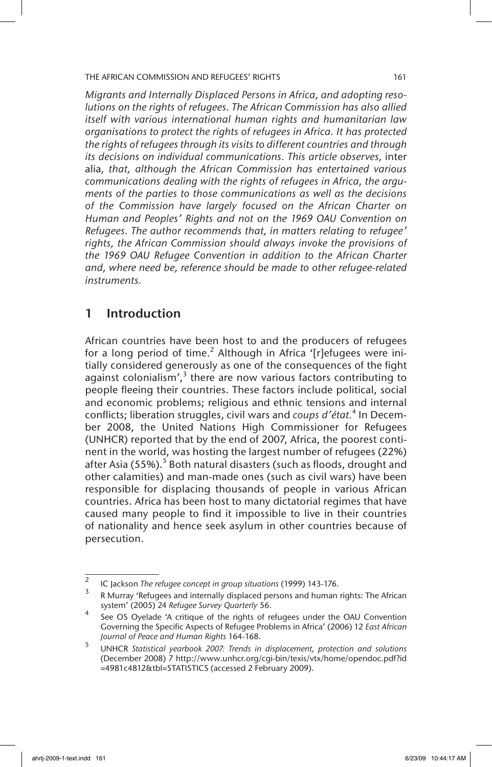*Migrants and Internally Displaced Persons in Africa, and adopting resolutions on the rights of refugees. The African Commission has also allied itself with various international human rights and humanitarian law organisations to protect the rights of refugees in Africa. It has protected the rights of refugees through its visits to different countries and through its decisions on individual communications. This article observes,* inter alia*, that, although the African Commission has entertained various communications dealing with the rights of refugees in Africa, the arguments of the parties to those communications as well as the decisions of the Commission have largely focused on the African Charter on Human and Peoples' Rights and not on the 1969 OAU Convention on Refugees. The author recommends that, in matters relating to refugee' rights, the African Commission should always invoke the provisions of the 1969 OAU Refugee Convention in addition to the African Charter and, where need be, reference should be made to other refugee-related instruments.*

## 1 Introduction

African countries have been host to and the producers of refugees for a long period of time.[2] Although in Africa '[r]efugees were initially considered generously as one of the consequences of the fight against colonialism',[3] there are now various factors contributing to people fleeing their countries. These factors include political, social and economic problems; religious and ethnic tensions and internal conflicts; liberation struggles, civil wars and *coups d'état.*[4] In December 2008, the United Nations High Commissioner for Refugees (UNHCR) reported that by the end of 2007, Africa, the poorest continent in the world, was hosting the largest number of refugees (22%) after Asia (55%).[5] Both natural disasters (such as floods, drought and other calamities) and man-made ones (such as civil wars) have been responsible for displacing thousands of people in various African countries. Africa has been host to many dictatorial regimes that have caused many people to find it impossible to live in their countries of nationality and hence seek asylum in other countries because of persecution.

---

[2] IC Jackson *The refugee concept in group situations* (1999) 143-176.

[3] R Murray 'Refugees and internally displaced persons and human rights: The African system' (2005) 24 *Refugee Survey Quarterly* 56.

[4] See OS Oyelade 'A critique of the rights of refugees under the OAU Convention Governing the Specific Aspects of Refugee Problems in Africa' (2006) 12 *East African Journal of Peace and Human Rights* 164-168.

[5] UNHCR *Statistical yearbook 2007: Trends in displacement, protection and solutions* (December 2008) 7 http://www.unhcr.org/cgi-bin/texis/vtx/home/opendoc.pdf?id=4981c4812&tbl=STATISTICS (accessed 2 February 2009).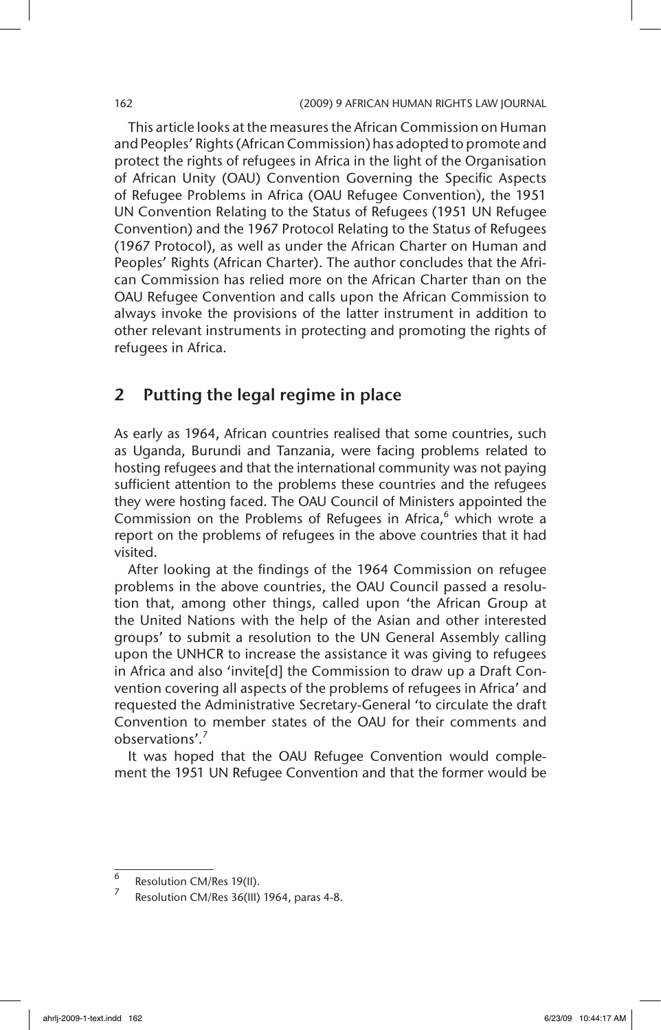This article looks at the measures the African Commission on Human and Peoples' Rights (African Commission) has adopted to promote and protect the rights of refugees in Africa in the light of the Organisation of African Unity (OAU) Convention Governing the Specific Aspects of Refugee Problems in Africa (OAU Refugee Convention), the 1951 UN Convention Relating to the Status of Refugees (1951 UN Refugee Convention) and the 1967 Protocol Relating to the Status of Refugees (1967 Protocol), as well as under the African Charter on Human and Peoples' Rights (African Charter). The author concludes that the African Commission has relied more on the African Charter than on the OAU Refugee Convention and calls upon the African Commission to always invoke the provisions of the latter instrument in addition to other relevant instruments in protecting and promoting the rights of refugees in Africa.

## 2 Putting the legal regime in place

As early as 1964, African countries realised that some countries, such as Uganda, Burundi and Tanzania, were facing problems related to hosting refugees and that the international community was not paying sufficient attention to the problems these countries and the refugees they were hosting faced. The OAU Council of Ministers appointed the Commission on the Problems of Refugees in Africa,[6] which wrote a report on the problems of refugees in the above countries that it had visited.

After looking at the findings of the 1964 Commission on refugee problems in the above countries, the OAU Council passed a resolution that, among other things, called upon 'the African Group at the United Nations with the help of the Asian and other interested groups' to submit a resolution to the UN General Assembly calling upon the UNHCR to increase the assistance it was giving to refugees in Africa and also 'invite[d] the Commission to draw up a Draft Convention covering all aspects of the problems of refugees in Africa' and requested the Administrative Secretary-General 'to circulate the draft Convention to member states of the OAU for their comments and observations'.[7]

It was hoped that the OAU Refugee Convention would complement the 1951 UN Refugee Convention and that the former would be

---

[6] Resolution CM/Res 19(II).

[7] Resolution CM/Res 36(III) 1964, paras 4-8.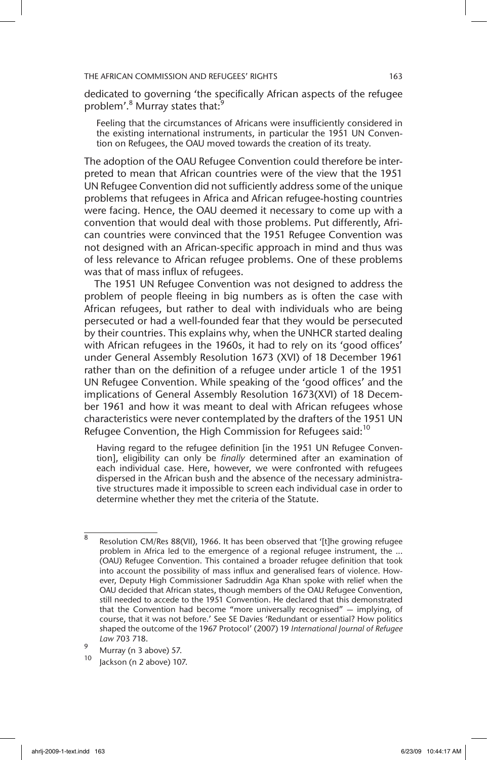dedicated to governing 'the specifically African aspects of the refugee problem'.[8] Murray states that:[9]

> Feeling that the circumstances of Africans were insufficiently considered in the existing international instruments, in particular the 1951 UN Convention on Refugees, the OAU moved towards the creation of its treaty.

The adoption of the OAU Refugee Convention could therefore be interpreted to mean that African countries were of the view that the 1951 UN Refugee Convention did not sufficiently address some of the unique problems that refugees in Africa and African refugee-hosting countries were facing. Hence, the OAU deemed it necessary to come up with a convention that would deal with those problems. Put differently, African countries were convinced that the 1951 Refugee Convention was not designed with an African-specific approach in mind and thus was of less relevance to African refugee problems. One of these problems was that of mass influx of refugees.

The 1951 UN Refugee Convention was not designed to address the problem of people fleeing in big numbers as is often the case with African refugees, but rather to deal with individuals who are being persecuted or had a well-founded fear that they would be persecuted by their countries. This explains why, when the UNHCR started dealing with African refugees in the 1960s, it had to rely on its 'good offices' under General Assembly Resolution 1673 (XVI) of 18 December 1961 rather than on the definition of a refugee under article 1 of the 1951 UN Refugee Convention. While speaking of the 'good offices' and the implications of General Assembly Resolution 1673(XVI) of 18 December 1961 and how it was meant to deal with African refugees whose characteristics were never contemplated by the drafters of the 1951 UN Refugee Convention, the High Commission for Refugees said:[10]

> Having regard to the refugee definition [in the 1951 UN Refugee Convention], eligibility can only be *finally* determined after an examination of each individual case. Here, however, we were confronted with refugees dispersed in the African bush and the absence of the necessary administrative structures made it impossible to screen each individual case in order to determine whether they met the criteria of the Statute.

---

8 Resolution CM/Res 88(VII), 1966. It has been observed that '[t]he growing refugee problem in Africa led to the emergence of a regional refugee instrument, the ... (OAU) Refugee Convention. This contained a broader refugee definition that took into account the possibility of mass influx and generalised fears of violence. However, Deputy High Commissioner Sadruddin Aga Khan spoke with relief when the OAU decided that African states, though members of the OAU Refugee Convention, still needed to accede to the 1951 Convention. He declared that this demonstrated that the Convention had become "more universally recognised" — implying, of course, that it was not before.' See SE Davies 'Redundant or essential? How politics shaped the outcome of the 1967 Protocol' (2007) 19 *International Journal of Refugee Law* 703 718.

9 Murray (n 3 above) 57.

10 Jackson (n 2 above) 107.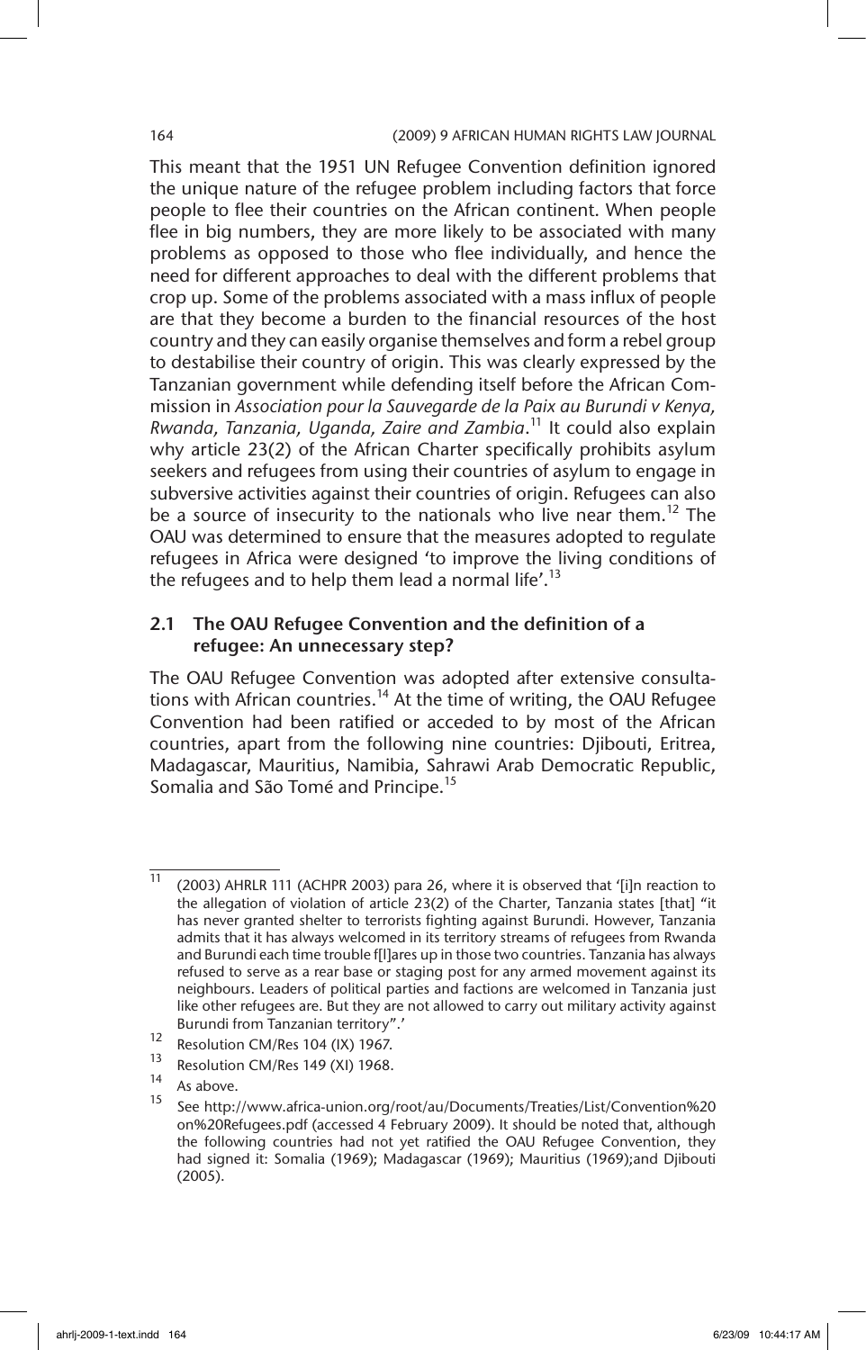This meant that the 1951 UN Refugee Convention definition ignored the unique nature of the refugee problem including factors that force people to flee their countries on the African continent. When people flee in big numbers, they are more likely to be associated with many problems as opposed to those who flee individually, and hence the need for different approaches to deal with the different problems that crop up. Some of the problems associated with a mass influx of people are that they become a burden to the financial resources of the host country and they can easily organise themselves and form a rebel group to destabilise their country of origin. This was clearly expressed by the Tanzanian government while defending itself before the African Commission in *Association pour la Sauvegarde de la Paix au Burundi v Kenya, Rwanda, Tanzania, Uganda, Zaire and Zambia*.[11] It could also explain why article 23(2) of the African Charter specifically prohibits asylum seekers and refugees from using their countries of asylum to engage in subversive activities against their countries of origin. Refugees can also be a source of insecurity to the nationals who live near them.[12] The OAU was determined to ensure that the measures adopted to regulate refugees in Africa were designed 'to improve the living conditions of the refugees and to help them lead a normal life'.[13]

### 2.1 The OAU Refugee Convention and the definition of a refugee: An unnecessary step?

The OAU Refugee Convention was adopted after extensive consultations with African countries.[14] At the time of writing, the OAU Refugee Convention had been ratified or acceded to by most of the African countries, apart from the following nine countries: Djibouti, Eritrea, Madagascar, Mauritius, Namibia, Sahrawi Arab Democratic Republic, Somalia and São Tomé and Principe.[15]

---

[11] (2003) AHRLR 111 (ACHPR 2003) para 26, where it is observed that '[i]n reaction to the allegation of violation of article 23(2) of the Charter, Tanzania states [that] "it has never granted shelter to terrorists fighting against Burundi. However, Tanzania admits that it has always welcomed in its territory streams of refugees from Rwanda and Burundi each time trouble f[l]ares up in those two countries. Tanzania has always refused to serve as a rear base or staging post for any armed movement against its neighbours. Leaders of political parties and factions are welcomed in Tanzania just like other refugees are. But they are not allowed to carry out military activity against Burundi from Tanzanian territory".'

[12] Resolution CM/Res 104 (IX) 1967.

[13] Resolution CM/Res 149 (XI) 1968.

[14] As above.

[15] See http://www.africa-union.org/root/au/Documents/Treaties/List/Convention%20on%20Refugees.pdf (accessed 4 February 2009). It should be noted that, although the following countries had not yet ratified the OAU Refugee Convention, they had signed it: Somalia (1969); Madagascar (1969); Mauritius (1969);and Djibouti (2005).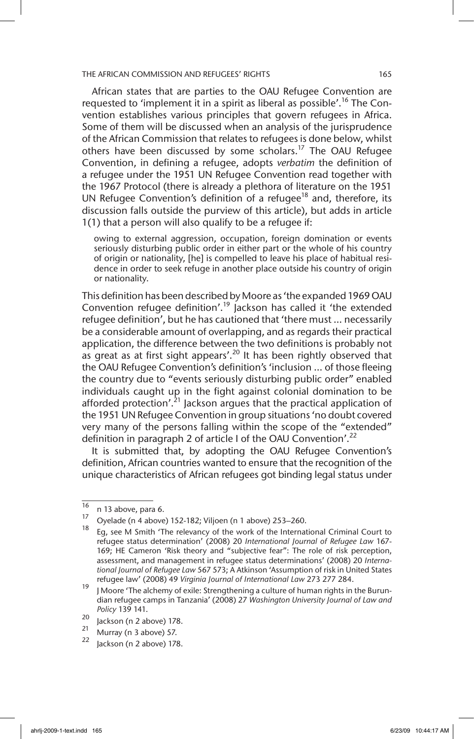African states that are parties to the OAU Refugee Convention are requested to 'implement it in a spirit as liberal as possible'.[16] The Convention establishes various principles that govern refugees in Africa. Some of them will be discussed when an analysis of the jurisprudence of the African Commission that relates to refugees is done below, whilst others have been discussed by some scholars.[17] The OAU Refugee Convention, in defining a refugee, adopts *verbatim* the definition of a refugee under the 1951 UN Refugee Convention read together with the 1967 Protocol (there is already a plethora of literature on the 1951 UN Refugee Convention's definition of a refugee[18] and, therefore, its discussion falls outside the purview of this article), but adds in article 1(1) that a person will also qualify to be a refugee if:

> owing to external aggression, occupation, foreign domination or events seriously disturbing public order in either part or the whole of his country of origin or nationality, [he] is compelled to leave his place of habitual residence in order to seek refuge in another place outside his country of origin or nationality.

This definition has been described by Moore as 'the expanded 1969 OAU Convention refugee definition'.[19] Jackson has called it 'the extended refugee definition', but he has cautioned that 'there must ... necessarily be a considerable amount of overlapping, and as regards their practical application, the difference between the two definitions is probably not as great as at first sight appears'.[20] It has been rightly observed that the OAU Refugee Convention's definition's 'inclusion ... of those fleeing the country due to "events seriously disturbing public order" enabled individuals caught up in the fight against colonial domination to be afforded protection'.[21] Jackson argues that the practical application of the 1951 UN Refugee Convention in group situations 'no doubt covered very many of the persons falling within the scope of the "extended" definition in paragraph 2 of article I of the OAU Convention'.[22]

It is submitted that, by adopting the OAU Refugee Convention's definition, African countries wanted to ensure that the recognition of the unique characteristics of African refugees got binding legal status under

---

16 n 13 above, para 6.

17 Oyelade (n 4 above) 152-182; Viljoen (n 1 above) 253–260.

18 Eg, see M Smith 'The relevancy of the work of the International Criminal Court to refugee status determination' (2008) 20 *International Journal of Refugee Law* 167-169; HE Cameron 'Risk theory and "subjective fear": The role of risk perception, assessment, and management in refugee status determinations' (2008) 20 *International Journal of Refugee Law* 567 573; A Atkinson 'Assumption of risk in United States refugee law' (2008) 49 *Virginia Journal of International Law* 273 277 284.

19 J Moore 'The alchemy of exile: Strengthening a culture of human rights in the Burundian refugee camps in Tanzania' (2008) 27 *Washington University Journal of Law and Policy* 139 141.

20 Jackson (n 2 above) 178.

21 Murray (n 3 above) 57.

22 Jackson (n 2 above) 178.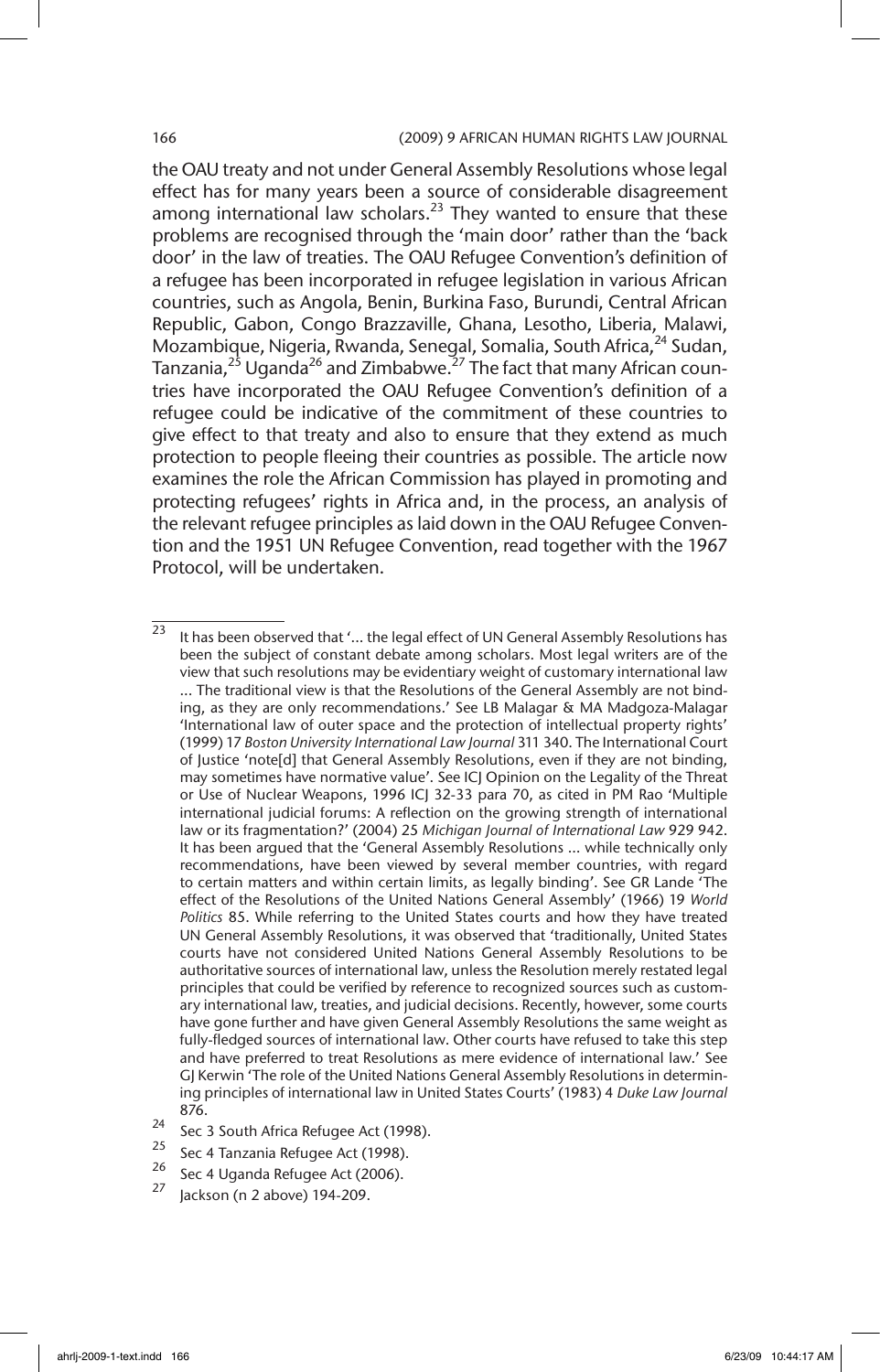the OAU treaty and not under General Assembly Resolutions whose legal effect has for many years been a source of considerable disagreement among international law scholars.[23] They wanted to ensure that these problems are recognised through the 'main door' rather than the 'back door' in the law of treaties. The OAU Refugee Convention's definition of a refugee has been incorporated in refugee legislation in various African countries, such as Angola, Benin, Burkina Faso, Burundi, Central African Republic, Gabon, Congo Brazzaville, Ghana, Lesotho, Liberia, Malawi, Mozambique, Nigeria, Rwanda, Senegal, Somalia, South Africa,[24] Sudan, Tanzania,[25] Uganda[26] and Zimbabwe.[27] The fact that many African countries have incorporated the OAU Refugee Convention's definition of a refugee could be indicative of the commitment of these countries to give effect to that treaty and also to ensure that they extend as much protection to people fleeing their countries as possible. The article now examines the role the African Commission has played in promoting and protecting refugees' rights in Africa and, in the process, an analysis of the relevant refugee principles as laid down in the OAU Refugee Convention and the 1951 UN Refugee Convention, read together with the 1967 Protocol, will be undertaken.

---

[23] It has been observed that '... the legal effect of UN General Assembly Resolutions has been the subject of constant debate among scholars. Most legal writers are of the view that such resolutions may be evidentiary weight of customary international law ... The traditional view is that the Resolutions of the General Assembly are not binding, as they are only recommendations.' See LB Malagar & MA Madgoza-Malagar 'International law of outer space and the protection of intellectual property rights' (1999) 17 *Boston University International Law Journal* 311 340. The International Court of Justice 'note[d] that General Assembly Resolutions, even if they are not binding, may sometimes have normative value'. See ICJ Opinion on the Legality of the Threat or Use of Nuclear Weapons, 1996 ICJ 32-33 para 70, as cited in PM Rao 'Multiple international judicial forums: A reflection on the growing strength of international law or its fragmentation?' (2004) 25 *Michigan Journal of International Law* 929 942. It has been argued that the 'General Assembly Resolutions ... while technically only recommendations, have been viewed by several member countries, with regard to certain matters and within certain limits, as legally binding'. See GR Lande 'The effect of the Resolutions of the United Nations General Assembly' (1966) 19 *World Politics* 85. While referring to the United States courts and how they have treated UN General Assembly Resolutions, it was observed that 'traditionally, United States courts have not considered United Nations General Assembly Resolutions to be authoritative sources of international law, unless the Resolution merely restated legal principles that could be verified by reference to recognized sources such as customary international law, treaties, and judicial decisions. Recently, however, some courts have gone further and have given General Assembly Resolutions the same weight as fully-fledged sources of international law. Other courts have refused to take this step and have preferred to treat Resolutions as mere evidence of international law.' See GJ Kerwin 'The role of the United Nations General Assembly Resolutions in determining principles of international law in United States Courts' (1983) 4 *Duke Law Journal* 876.

[24] Sec 3 South Africa Refugee Act (1998).

[25] Sec 4 Tanzania Refugee Act (1998).

[26] Sec 4 Uganda Refugee Act (2006).

[27] Jackson (n 2 above) 194-209.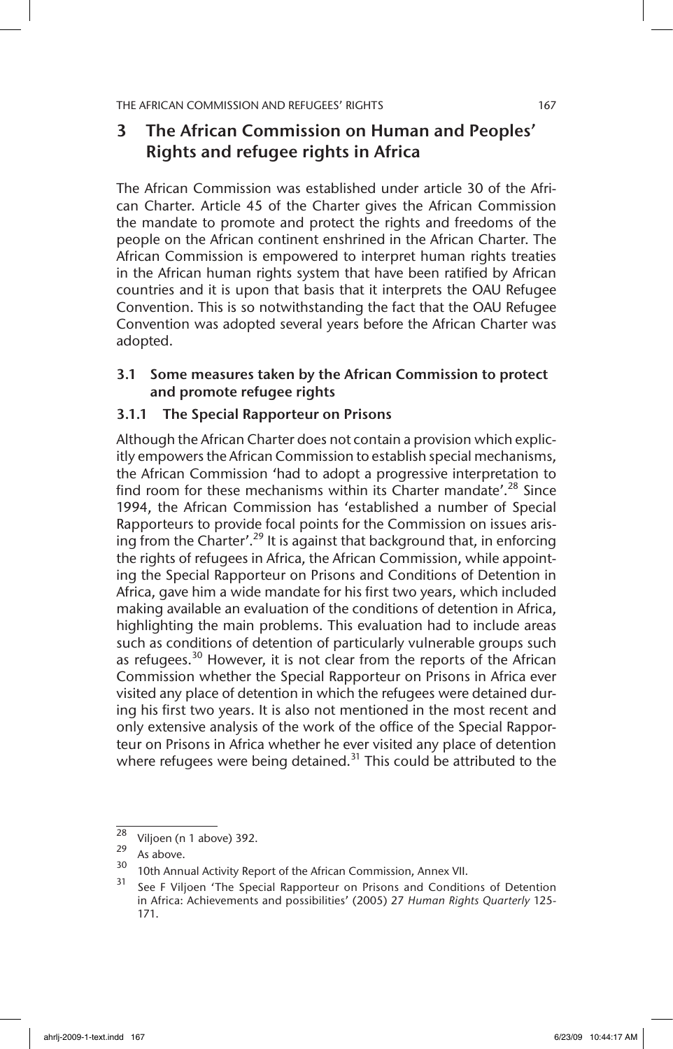## 3 The African Commission on Human and Peoples' Rights and refugee rights in Africa

The African Commission was established under article 30 of the African Charter. Article 45 of the Charter gives the African Commission the mandate to promote and protect the rights and freedoms of the people on the African continent enshrined in the African Charter. The African Commission is empowered to interpret human rights treaties in the African human rights system that have been ratified by African countries and it is upon that basis that it interprets the OAU Refugee Convention. This is so notwithstanding the fact that the OAU Refugee Convention was adopted several years before the African Charter was adopted.

### 3.1 Some measures taken by the African Commission to protect and promote refugee rights

#### 3.1.1 The Special Rapporteur on Prisons

Although the African Charter does not contain a provision which explicitly empowers the African Commission to establish special mechanisms, the African Commission 'had to adopt a progressive interpretation to find room for these mechanisms within its Charter mandate'.[28] Since 1994, the African Commission has 'established a number of Special Rapporteurs to provide focal points for the Commission on issues arising from the Charter'.[29] It is against that background that, in enforcing the rights of refugees in Africa, the African Commission, while appointing the Special Rapporteur on Prisons and Conditions of Detention in Africa, gave him a wide mandate for his first two years, which included making available an evaluation of the conditions of detention in Africa, highlighting the main problems. This evaluation had to include areas such as conditions of detention of particularly vulnerable groups such as refugees.[30] However, it is not clear from the reports of the African Commission whether the Special Rapporteur on Prisons in Africa ever visited any place of detention in which the refugees were detained during his first two years. It is also not mentioned in the most recent and only extensive analysis of the work of the office of the Special Rapporteur on Prisons in Africa whether he ever visited any place of detention where refugees were being detained.[31] This could be attributed to the

---

[28] Viljoen (n 1 above) 392.

[29] As above.

[30] 10th Annual Activity Report of the African Commission, Annex VII.

[31] See F Viljoen 'The Special Rapporteur on Prisons and Conditions of Detention in Africa: Achievements and possibilities' (2005) 27 *Human Rights Quarterly* 125-171.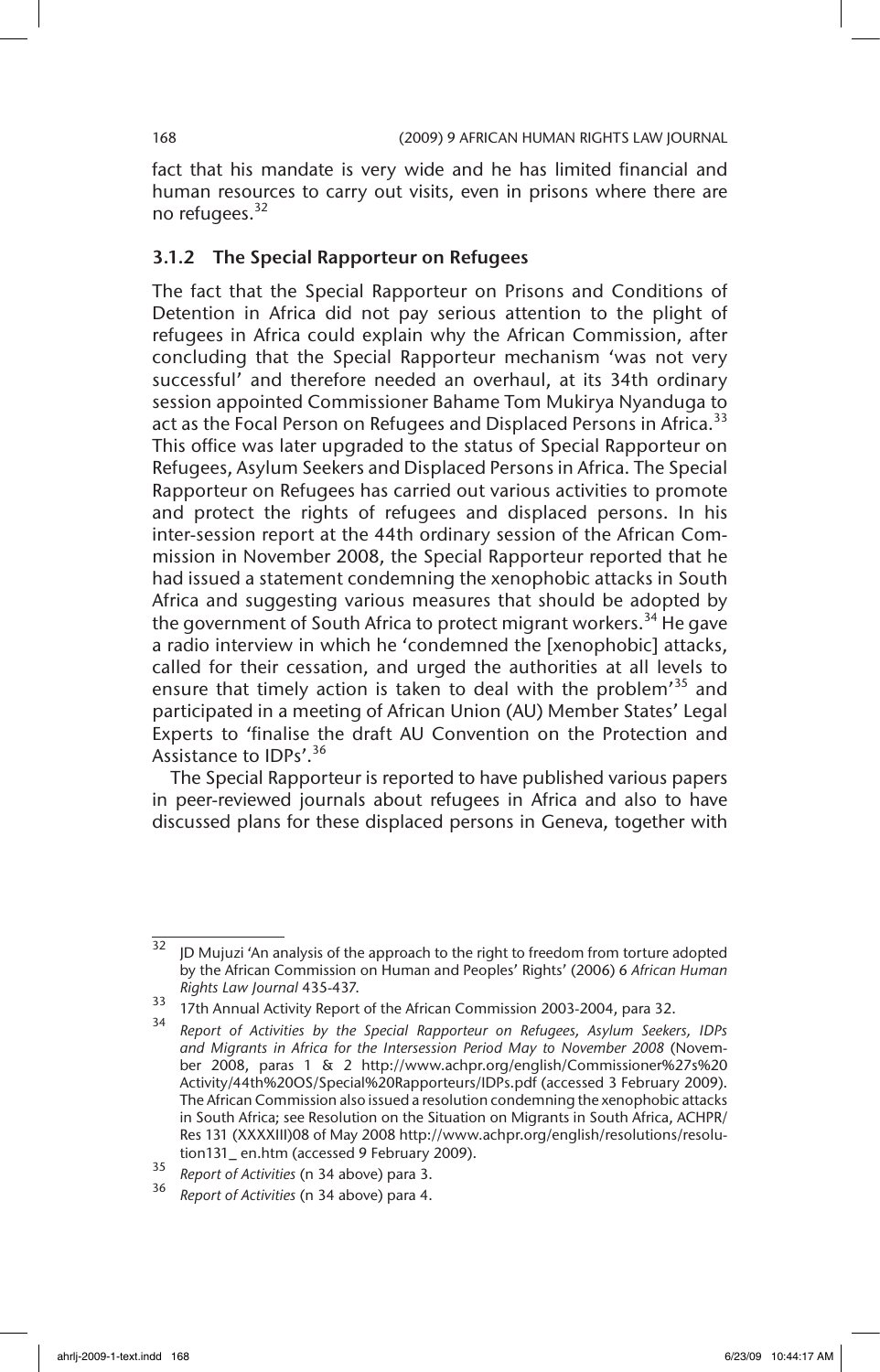fact that his mandate is very wide and he has limited financial and human resources to carry out visits, even in prisons where there are no refugees.[32]

### 3.1.2 The Special Rapporteur on Refugees

The fact that the Special Rapporteur on Prisons and Conditions of Detention in Africa did not pay serious attention to the plight of refugees in Africa could explain why the African Commission, after concluding that the Special Rapporteur mechanism 'was not very successful' and therefore needed an overhaul, at its 34th ordinary session appointed Commissioner Bahame Tom Mukirya Nyanduga to act as the Focal Person on Refugees and Displaced Persons in Africa.[33] This office was later upgraded to the status of Special Rapporteur on Refugees, Asylum Seekers and Displaced Persons in Africa. The Special Rapporteur on Refugees has carried out various activities to promote and protect the rights of refugees and displaced persons. In his inter-session report at the 44th ordinary session of the African Commission in November 2008, the Special Rapporteur reported that he had issued a statement condemning the xenophobic attacks in South Africa and suggesting various measures that should be adopted by the government of South Africa to protect migrant workers.[34] He gave a radio interview in which he 'condemned the [xenophobic] attacks, called for their cessation, and urged the authorities at all levels to ensure that timely action is taken to deal with the problem'[35] and participated in a meeting of African Union (AU) Member States' Legal Experts to 'finalise the draft AU Convention on the Protection and Assistance to IDPs'.[36]

The Special Rapporteur is reported to have published various papers in peer-reviewed journals about refugees in Africa and also to have discussed plans for these displaced persons in Geneva, together with

---

32 JD Mujuzi 'An analysis of the approach to the right to freedom from torture adopted by the African Commission on Human and Peoples' Rights' (2006) 6 *African Human Rights Law Journal* 435-437.

33 17th Annual Activity Report of the African Commission 2003-2004, para 32.

34 *Report of Activities by the Special Rapporteur on Refugees, Asylum Seekers, IDPs and Migrants in Africa for the Intersession Period May to November 2008* (November 2008, paras 1 & 2 http://www.achpr.org/english/Commissioner%27s%20Activity/44th%20OS/Special%20Rapporteurs/IDPs.pdf (accessed 3 February 2009). The African Commission also issued a resolution condemning the xenophobic attacks in South Africa; see Resolution on the Situation on Migrants in South Africa, ACHPR/Res 131 (XXXXIII)08 of May 2008 http://www.achpr.org/english/resolutions/resolution131_ en.htm (accessed 9 February 2009).

35 *Report of Activities* (n 34 above) para 3.

36 *Report of Activities* (n 34 above) para 4.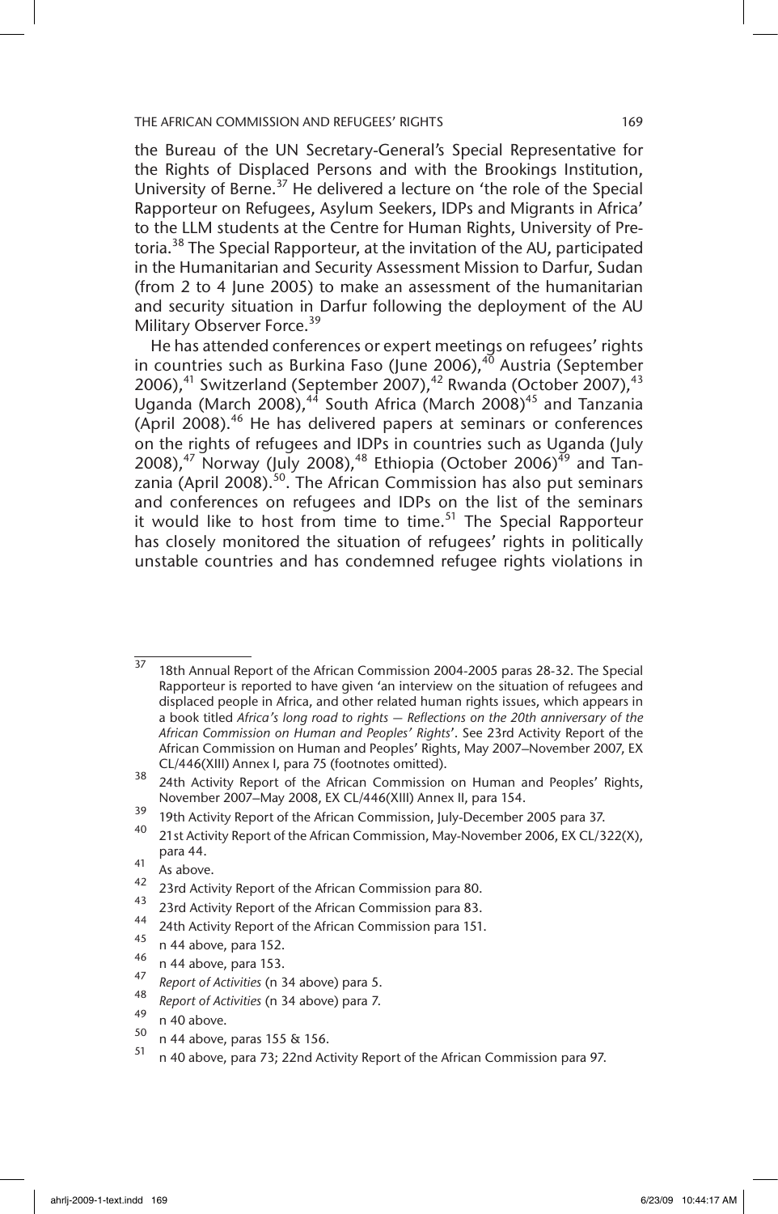the Bureau of the UN Secretary-General's Special Representative for the Rights of Displaced Persons and with the Brookings Institution, University of Berne.[37] He delivered a lecture on 'the role of the Special Rapporteur on Refugees, Asylum Seekers, IDPs and Migrants in Africa' to the LLM students at the Centre for Human Rights, University of Pretoria.[38] The Special Rapporteur, at the invitation of the AU, participated in the Humanitarian and Security Assessment Mission to Darfur, Sudan (from 2 to 4 June 2005) to make an assessment of the humanitarian and security situation in Darfur following the deployment of the AU Military Observer Force.[39]

He has attended conferences or expert meetings on refugees' rights in countries such as Burkina Faso (June 2006),[40] Austria (September 2006),[41] Switzerland (September 2007),[42] Rwanda (October 2007),[43] Uganda (March 2008),[44] South Africa (March 2008)[45] and Tanzania (April 2008).[46] He has delivered papers at seminars or conferences on the rights of refugees and IDPs in countries such as Uganda (July 2008),[47] Norway (July 2008),[48] Ethiopia (October 2006)[49] and Tanzania (April 2008).[50]. The African Commission has also put seminars and conferences on refugees and IDPs on the list of the seminars it would like to host from time to time.[51] The Special Rapporteur has closely monitored the situation of refugees' rights in politically unstable countries and has condemned refugee rights violations in

---

[37] 18th Annual Report of the African Commission 2004-2005 paras 28-32. The Special Rapporteur is reported to have given 'an interview on the situation of refugees and displaced people in Africa, and other related human rights issues, which appears in a book titled *Africa's long road to rights — Reflections on the 20th anniversary of the African Commission on Human and Peoples' Rights*'. See 23rd Activity Report of the African Commission on Human and Peoples' Rights, May 2007–November 2007, EX CL/446(XIII) Annex I, para 75 (footnotes omitted).

[38] 24th Activity Report of the African Commission on Human and Peoples' Rights, November 2007–May 2008, EX CL/446(XIII) Annex II, para 154.

[39] 19th Activity Report of the African Commission, July-December 2005 para 37.

[40] 21st Activity Report of the African Commission, May-November 2006, EX CL/322(X), para 44.

[41] As above.

[42] 23rd Activity Report of the African Commission para 80.

[43] 23rd Activity Report of the African Commission para 83.

[44] 24th Activity Report of the African Commission para 151.

[45] n 44 above, para 152.

[46] n 44 above, para 153.

[47] *Report of Activities* (n 34 above) para 5.

[48] *Report of Activities* (n 34 above) para 7.

[49] n 40 above.

[50] n 44 above, paras 155 & 156.

[51] n 40 above, para 73; 22nd Activity Report of the African Commission para 97.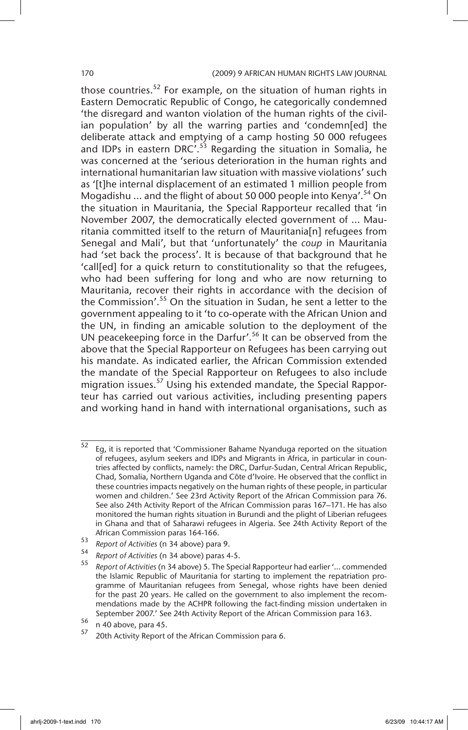those countries.[52] For example, on the situation of human rights in Eastern Democratic Republic of Congo, he categorically condemned 'the disregard and wanton violation of the human rights of the civilian population' by all the warring parties and 'condemn[ed] the deliberate attack and emptying of a camp hosting 50 000 refugees and IDPs in eastern DRC'.[53] Regarding the situation in Somalia, he was concerned at the 'serious deterioration in the human rights and international humanitarian law situation with massive violations' such as '[t]he internal displacement of an estimated 1 million people from Mogadishu ... and the flight of about 50 000 people into Kenya'.[54] On the situation in Mauritania, the Special Rapporteur recalled that 'in November 2007, the democratically elected government of ... Mauritania committed itself to the return of Mauritania[n] refugees from Senegal and Mali', but that 'unfortunately' the *coup* in Mauritania had 'set back the process'. It is because of that background that he 'call[ed] for a quick return to constitutionality so that the refugees, who had been suffering for long and who are now returning to Mauritania, recover their rights in accordance with the decision of the Commission'.[55] On the situation in Sudan, he sent a letter to the government appealing to it 'to co-operate with the African Union and the UN, in finding an amicable solution to the deployment of the UN peacekeeping force in the Darfur'.[56] It can be observed from the above that the Special Rapporteur on Refugees has been carrying out his mandate. As indicated earlier, the African Commission extended the mandate of the Special Rapporteur on Refugees to also include migration issues.[57] Using his extended mandate, the Special Rapporteur has carried out various activities, including presenting papers and working hand in hand with international organisations, such as

---

[52] Eg, it is reported that 'Commissioner Bahame Nyanduga reported on the situation of refugees, asylum seekers and IDPs and Migrants in Africa, in particular in countries affected by conflicts, namely: the DRC, Darfur-Sudan, Central African Republic, Chad, Somalia, Northern Uganda and Côte d'Ivoire. He observed that the conflict in these countries impacts negatively on the human rights of these people, in particular women and children.' See 23rd Activity Report of the African Commission para 76. See also 24th Activity Report of the African Commission paras 167–171. He has also monitored the human rights situation in Burundi and the plight of Liberian refugees in Ghana and that of Saharawi refugees in Algeria. See 24th Activity Report of the African Commission paras 164-166.

[53] *Report of Activities* (n 34 above) para 9.

[54] *Report of Activities* (n 34 above) paras 4-5.

[55] *Report of Activities* (n 34 above) 5. The Special Rapporteur had earlier '... commended the Islamic Republic of Mauritania for starting to implement the repatriation programme of Mauritanian refugees from Senegal, whose rights have been denied for the past 20 years. He called on the government to also implement the recommendations made by the ACHPR following the fact-finding mission undertaken in September 2007.' See 24th Activity Report of the African Commission para 163.

[56] n 40 above, para 45.

[57] 20th Activity Report of the African Commission para 6.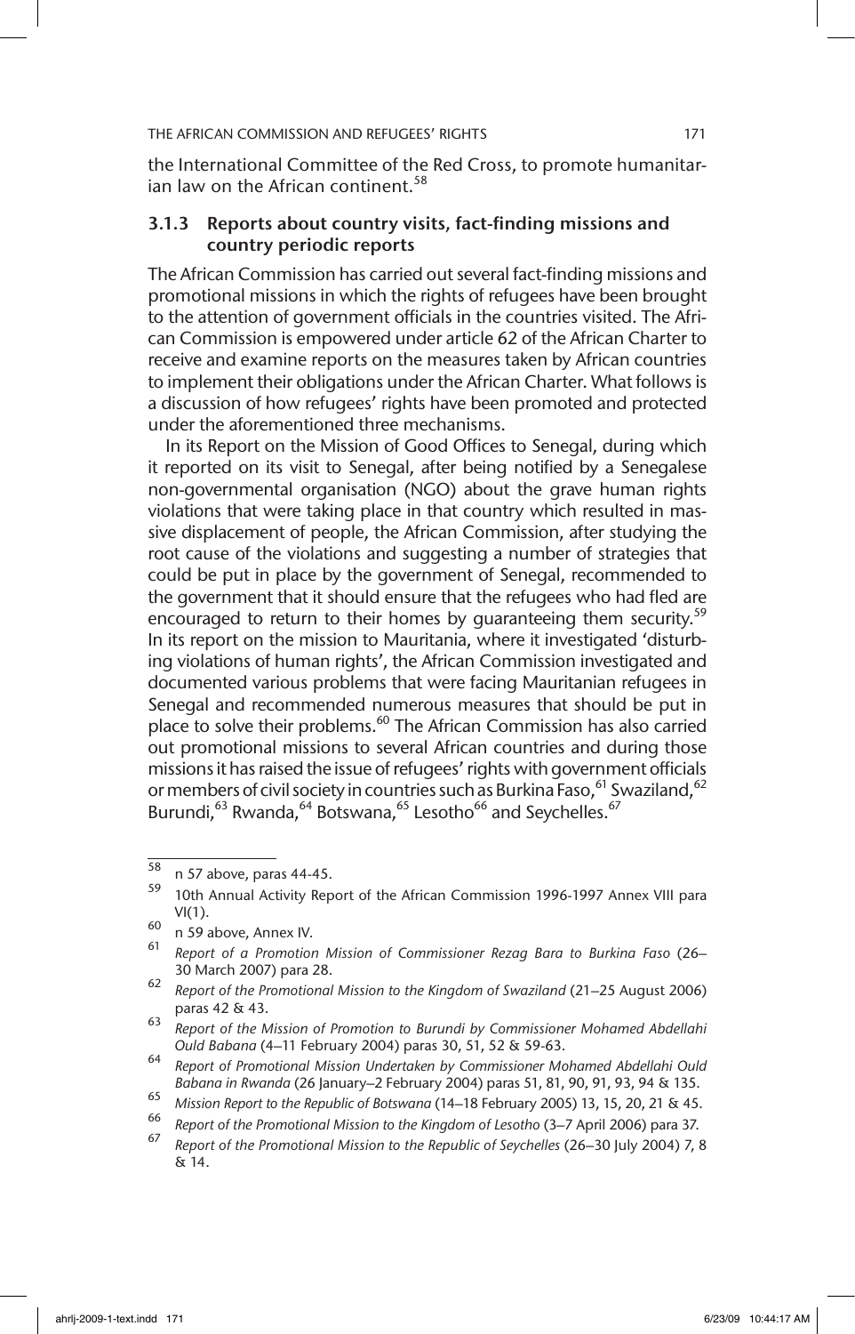the International Committee of the Red Cross, to promote humanitarian law on the African continent.[58]

### 3.1.3 Reports about country visits, fact-finding missions and country periodic reports

The African Commission has carried out several fact-finding missions and promotional missions in which the rights of refugees have been brought to the attention of government officials in the countries visited. The African Commission is empowered under article 62 of the African Charter to receive and examine reports on the measures taken by African countries to implement their obligations under the African Charter. What follows is a discussion of how refugees' rights have been promoted and protected under the aforementioned three mechanisms.

In its Report on the Mission of Good Offices to Senegal, during which it reported on its visit to Senegal, after being notified by a Senegalese non-governmental organisation (NGO) about the grave human rights violations that were taking place in that country which resulted in massive displacement of people, the African Commission, after studying the root cause of the violations and suggesting a number of strategies that could be put in place by the government of Senegal, recommended to the government that it should ensure that the refugees who had fled are encouraged to return to their homes by guaranteeing them security.[59] In its report on the mission to Mauritania, where it investigated 'disturbing violations of human rights', the African Commission investigated and documented various problems that were facing Mauritanian refugees in Senegal and recommended numerous measures that should be put in place to solve their problems.[60] The African Commission has also carried out promotional missions to several African countries and during those missions it has raised the issue of refugees' rights with government officials or members of civil society in countries such as Burkina Faso,[61] Swaziland,[62] Burundi,[63] Rwanda,[64] Botswana,[65] Lesotho[66] and Seychelles.[67]

---

[58] n 57 above, paras 44-45.

[59] 10th Annual Activity Report of the African Commission 1996-1997 Annex VIII para VI(1).

[60] n 59 above, Annex IV.

[61] *Report of a Promotion Mission of Commissioner Rezag Bara to Burkina Faso* (26–30 March 2007) para 28.

[62] *Report of the Promotional Mission to the Kingdom of Swaziland* (21–25 August 2006) paras 42 & 43.

[63] *Report of the Mission of Promotion to Burundi by Commissioner Mohamed Abdellahi Ould Babana* (4–11 February 2004) paras 30, 51, 52 & 59-63.

[64] *Report of Promotional Mission Undertaken by Commissioner Mohamed Abdellahi Ould Babana in Rwanda* (26 January–2 February 2004) paras 51, 81, 90, 91, 93, 94 & 135.

[65] *Mission Report to the Republic of Botswana* (14–18 February 2005) 13, 15, 20, 21 & 45.

[66] *Report of the Promotional Mission to the Kingdom of Lesotho* (3–7 April 2006) para 37.

[67] *Report of the Promotional Mission to the Republic of Seychelles* (26–30 July 2004) 7, 8 & 14.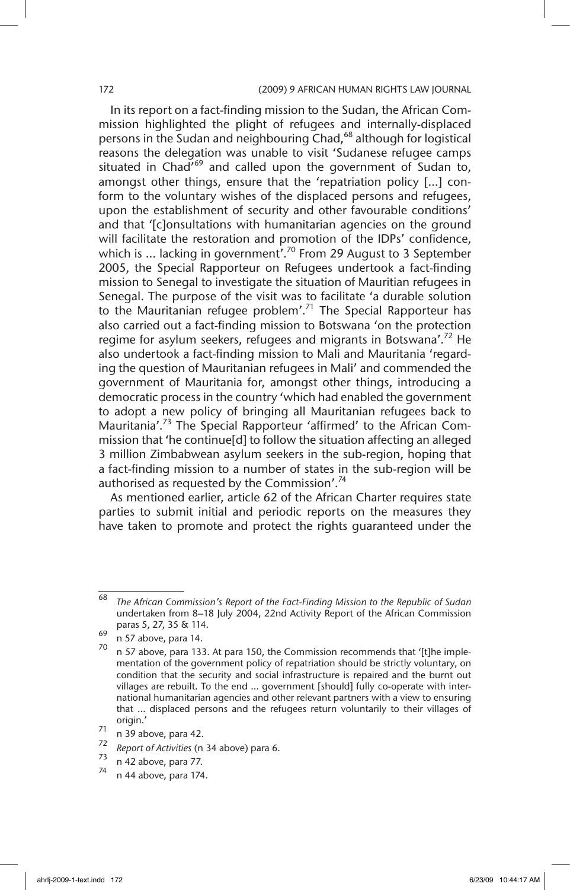In its report on a fact-finding mission to the Sudan, the African Commission highlighted the plight of refugees and internally-displaced persons in the Sudan and neighbouring Chad,[68] although for logistical reasons the delegation was unable to visit 'Sudanese refugee camps situated in Chad'[69] and called upon the government of Sudan to, amongst other things, ensure that the 'repatriation policy [...] conform to the voluntary wishes of the displaced persons and refugees, upon the establishment of security and other favourable conditions' and that '[c]onsultations with humanitarian agencies on the ground will facilitate the restoration and promotion of the IDPs' confidence, which is ... lacking in government'.[70] From 29 August to 3 September 2005, the Special Rapporteur on Refugees undertook a fact-finding mission to Senegal to investigate the situation of Mauritian refugees in Senegal. The purpose of the visit was to facilitate 'a durable solution to the Mauritanian refugee problem'.[71] The Special Rapporteur has also carried out a fact-finding mission to Botswana 'on the protection regime for asylum seekers, refugees and migrants in Botswana'.[72] He also undertook a fact-finding mission to Mali and Mauritania 'regarding the question of Mauritanian refugees in Mali' and commended the government of Mauritania for, amongst other things, introducing a democratic process in the country 'which had enabled the government to adopt a new policy of bringing all Mauritanian refugees back to Mauritania'.[73] The Special Rapporteur 'affirmed' to the African Commission that 'he continue[d] to follow the situation affecting an alleged 3 million Zimbabwean asylum seekers in the sub-region, hoping that a fact-finding mission to a number of states in the sub-region will be authorised as requested by the Commission'.[74]

As mentioned earlier, article 62 of the African Charter requires state parties to submit initial and periodic reports on the measures they have taken to promote and protect the rights guaranteed under the

---

[68] *The African Commission's Report of the Fact-Finding Mission to the Republic of Sudan* undertaken from 8–18 July 2004, 22nd Activity Report of the African Commission paras 5, 27, 35 & 114.

[69] n 57 above, para 14.

[70] n 57 above, para 133. At para 150, the Commission recommends that '[t]he implementation of the government policy of repatriation should be strictly voluntary, on condition that the security and social infrastructure is repaired and the burnt out villages are rebuilt. To the end ... government [should] fully co-operate with international humanitarian agencies and other relevant partners with a view to ensuring that ... displaced persons and the refugees return voluntarily to their villages of origin.'

[71] n 39 above, para 42.

[72] *Report of Activities* (n 34 above) para 6.

[73] n 42 above, para 77.

[74] n 44 above, para 174.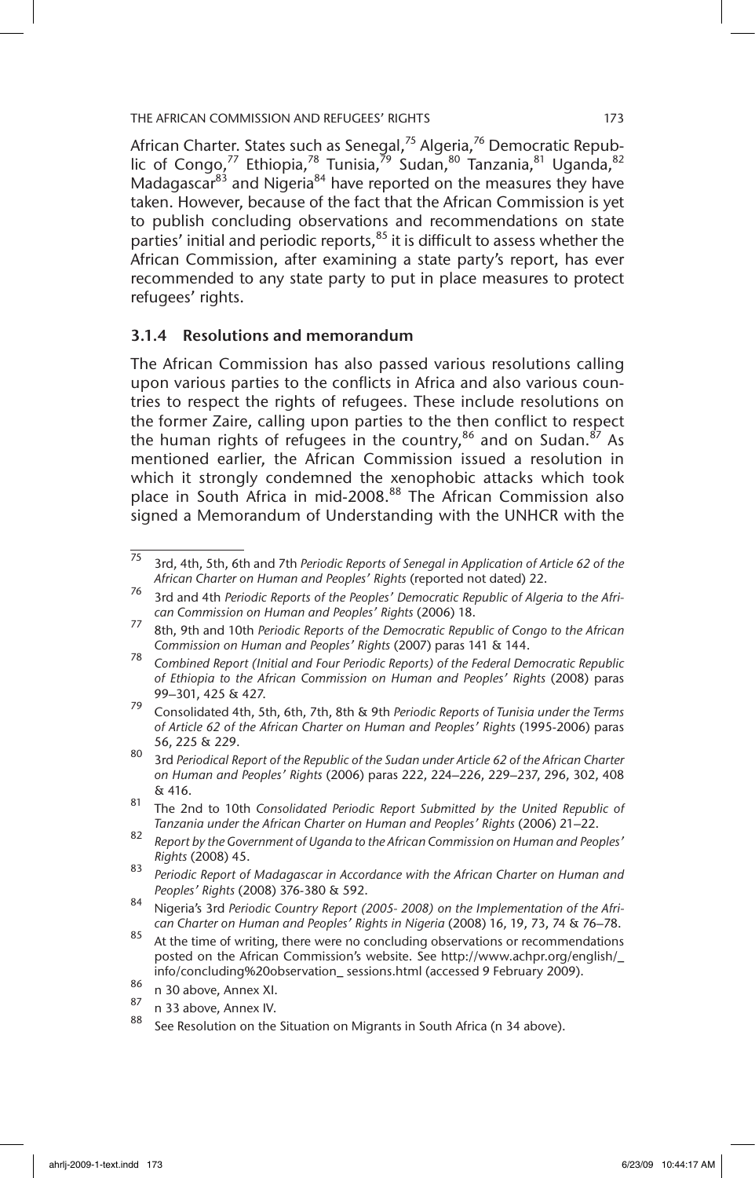African Charter. States such as Senegal,[75] Algeria,[76] Democratic Republic of Congo,[77] Ethiopia,[78] Tunisia,[79] Sudan,[80] Tanzania,[81] Uganda,[82] Madagascar[83] and Nigeria[84] have reported on the measures they have taken. However, because of the fact that the African Commission is yet to publish concluding observations and recommendations on state parties' initial and periodic reports,[85] it is difficult to assess whether the African Commission, after examining a state party's report, has ever recommended to any state party to put in place measures to protect refugees' rights.

### 3.1.4 Resolutions and memorandum

The African Commission has also passed various resolutions calling upon various parties to the conflicts in Africa and also various countries to respect the rights of refugees. These include resolutions on the former Zaire, calling upon parties to the then conflict to respect the human rights of refugees in the country,[86] and on Sudan.[87] As mentioned earlier, the African Commission issued a resolution in which it strongly condemned the xenophobic attacks which took place in South Africa in mid-2008.[88] The African Commission also signed a Memorandum of Understanding with the UNHCR with the

---

75 3rd, 4th, 5th, 6th and 7th *Periodic Reports of Senegal in Application of Article 62 of the African Charter on Human and Peoples' Rights* (reported not dated) 22.

76 3rd and 4th *Periodic Reports of the Peoples' Democratic Republic of Algeria to the African Commission on Human and Peoples' Rights* (2006) 18.

77 8th, 9th and 10th *Periodic Reports of the Democratic Republic of Congo to the African Commission on Human and Peoples' Rights* (2007) paras 141 & 144.

78 *Combined Report (Initial and Four Periodic Reports) of the Federal Democratic Republic of Ethiopia to the African Commission on Human and Peoples' Rights* (2008) paras 99–301, 425 & 427.

79 Consolidated 4th, 5th, 6th, 7th, 8th & 9th *Periodic Reports of Tunisia under the Terms of Article 62 of the African Charter on Human and Peoples' Rights* (1995-2006) paras 56, 225 & 229.

80 3rd *Periodical Report of the Republic of the Sudan under Article 62 of the African Charter on Human and Peoples' Rights* (2006) paras 222, 224–226, 229–237, 296, 302, 408 & 416.

81 The 2nd to 10th *Consolidated Periodic Report Submitted by the United Republic of Tanzania under the African Charter on Human and Peoples' Rights* (2006) 21–22.

82 *Report by the Government of Uganda to the African Commission on Human and Peoples' Rights* (2008) 45.

83 *Periodic Report of Madagascar in Accordance with the African Charter on Human and Peoples' Rights* (2008) 376-380 & 592.

84 Nigeria's 3rd *Periodic Country Report (2005- 2008) on the Implementation of the African Charter on Human and Peoples' Rights in Nigeria* (2008) 16, 19, 73, 74 & 76–78.

85 At the time of writing, there were no concluding observations or recommendations posted on the African Commission's website. See http://www.achpr.org/english/_info/concluding%20observation_ sessions.html (accessed 9 February 2009).

86 n 30 above, Annex XI.

87 n 33 above, Annex IV.

88 See Resolution on the Situation on Migrants in South Africa (n 34 above).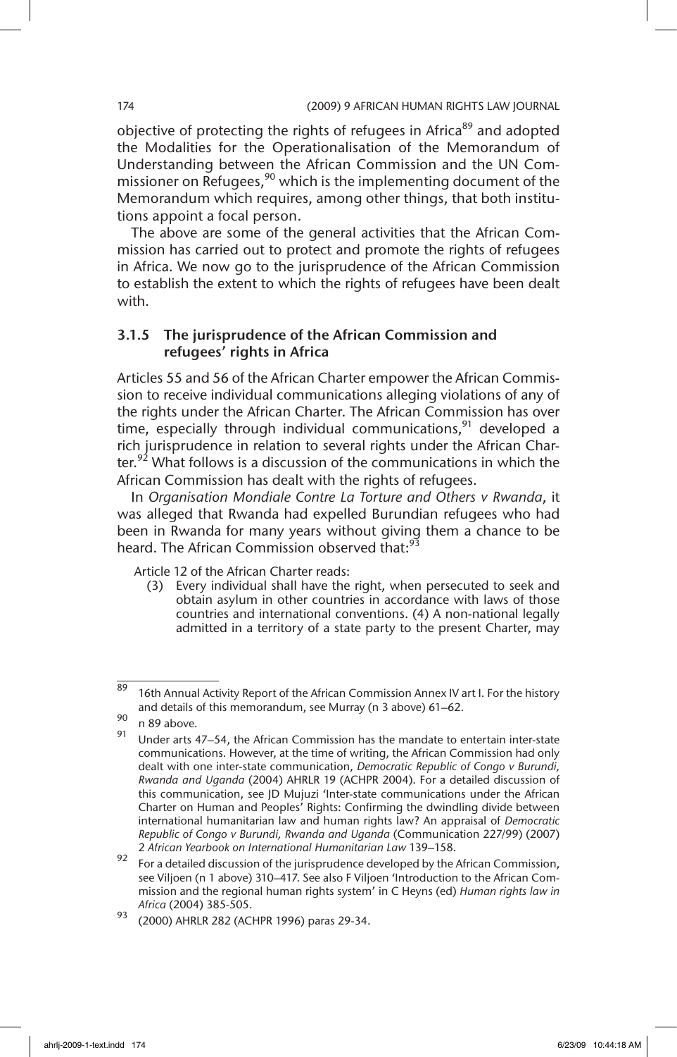objective of protecting the rights of refugees in Africa[89] and adopted the Modalities for the Operationalisation of the Memorandum of Understanding between the African Commission and the UN Commissioner on Refugees,[90] which is the implementing document of the Memorandum which requires, among other things, that both institutions appoint a focal person.

The above are some of the general activities that the African Commission has carried out to protect and promote the rights of refugees in Africa. We now go to the jurisprudence of the African Commission to establish the extent to which the rights of refugees have been dealt with.

### 3.1.5 The jurisprudence of the African Commission and refugees' rights in Africa

Articles 55 and 56 of the African Charter empower the African Commission to receive individual communications alleging violations of any of the rights under the African Charter. The African Commission has over time, especially through individual communications,[91] developed a rich jurisprudence in relation to several rights under the African Charter.[92] What follows is a discussion of the communications in which the African Commission has dealt with the rights of refugees.

In *Organisation Mondiale Contre La Torture and Others v Rwanda*, it was alleged that Rwanda had expelled Burundian refugees who had been in Rwanda for many years without giving them a chance to be heard. The African Commission observed that:[93]

> Article 12 of the African Charter reads:
>
> (3) Every individual shall have the right, when persecuted to seek and obtain asylum in other countries in accordance with laws of those countries and international conventions. (4) A non-national legally admitted in a territory of a state party to the present Charter, may

---

[89] 16th Annual Activity Report of the African Commission Annex IV art I. For the history and details of this memorandum, see Murray (n 3 above) 61–62.

[90] n 89 above.

[91] Under arts 47–54, the African Commission has the mandate to entertain inter-state communications. However, at the time of writing, the African Commission had only dealt with one inter-state communication, *Democratic Republic of Congo v Burundi, Rwanda and Uganda* (2004) AHRLR 19 (ACHPR 2004). For a detailed discussion of this communication, see JD Mujuzi 'Inter-state communications under the African Charter on Human and Peoples' Rights: Confirming the dwindling divide between international humanitarian law and human rights law? An appraisal of *Democratic Republic of Congo v Burundi, Rwanda and Uganda* (Communication 227/99) (2007) 2 *African Yearbook on International Humanitarian Law* 139–158.

[92] For a detailed discussion of the jurisprudence developed by the African Commission, see Viljoen (n 1 above) 310–417. See also F Viljoen 'Introduction to the African Commission and the regional human rights system' in C Heyns (ed) *Human rights law in Africa* (2004) 385-505.

[93] (2000) AHRLR 282 (ACHPR 1996) paras 29-34.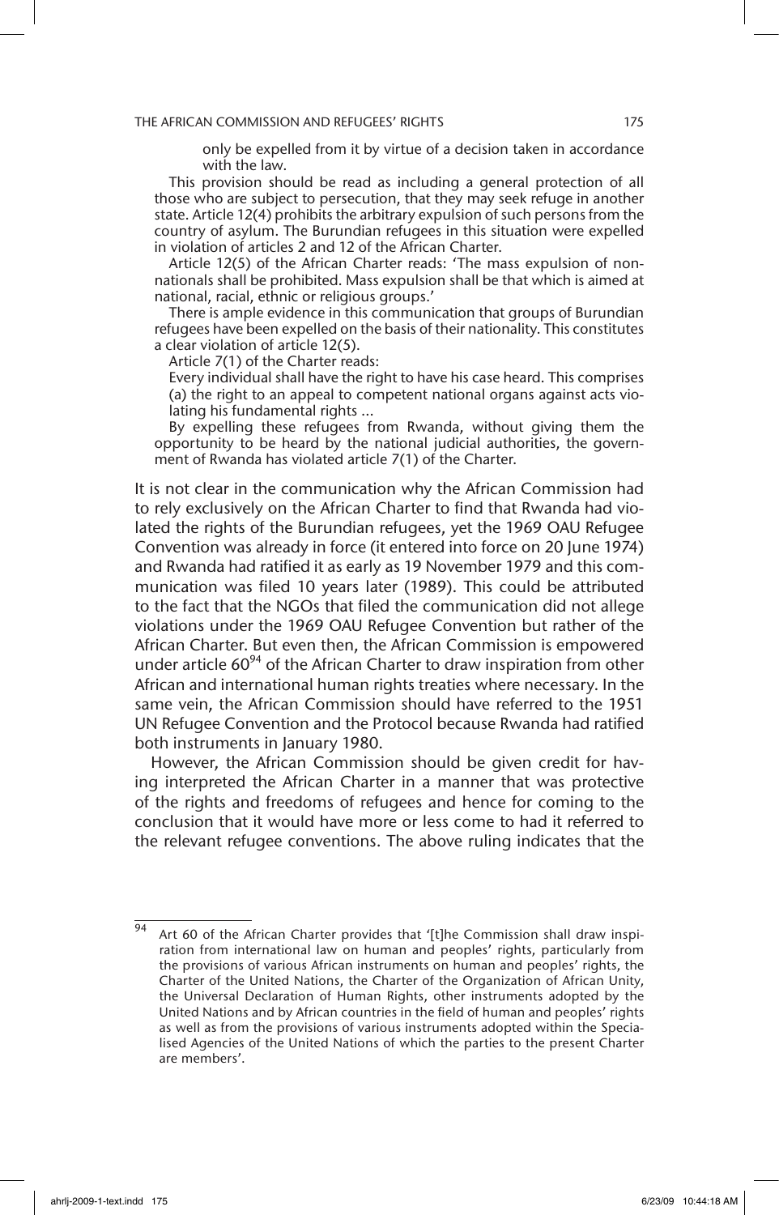> only be expelled from it by virtue of a decision taken in accordance with the law.

> This provision should be read as including a general protection of all those who are subject to persecution, that they may seek refuge in another state. Article 12(4) prohibits the arbitrary expulsion of such persons from the country of asylum. The Burundian refugees in this situation were expelled in violation of articles 2 and 12 of the African Charter.
>
> Article 12(5) of the African Charter reads: 'The mass expulsion of non-nationals shall be prohibited. Mass expulsion shall be that which is aimed at national, racial, ethnic or religious groups.'
>
> There is ample evidence in this communication that groups of Burundian refugees have been expelled on the basis of their nationality. This constitutes a clear violation of article 12(5).
>
> Article 7(1) of the Charter reads:
>
> Every individual shall have the right to have his case heard. This comprises (a) the right to an appeal to competent national organs against acts violating his fundamental rights ...
>
> By expelling these refugees from Rwanda, without giving them the opportunity to be heard by the national judicial authorities, the government of Rwanda has violated article 7(1) of the Charter.

It is not clear in the communication why the African Commission had to rely exclusively on the African Charter to find that Rwanda had violated the rights of the Burundian refugees, yet the 1969 OAU Refugee Convention was already in force (it entered into force on 20 June 1974) and Rwanda had ratified it as early as 19 November 1979 and this communication was filed 10 years later (1989). This could be attributed to the fact that the NGOs that filed the communication did not allege violations under the 1969 OAU Refugee Convention but rather of the African Charter. But even then, the African Commission is empowered under article 60[94] of the African Charter to draw inspiration from other African and international human rights treaties where necessary. In the same vein, the African Commission should have referred to the 1951 UN Refugee Convention and the Protocol because Rwanda had ratified both instruments in January 1980.

However, the African Commission should be given credit for having interpreted the African Charter in a manner that was protective of the rights and freedoms of refugees and hence for coming to the conclusion that it would have more or less come to had it referred to the relevant refugee conventions. The above ruling indicates that the

---

[94] Art 60 of the African Charter provides that '[t]he Commission shall draw inspiration from international law on human and peoples' rights, particularly from the provisions of various African instruments on human and peoples' rights, the Charter of the United Nations, the Charter of the Organization of African Unity, the Universal Declaration of Human Rights, other instruments adopted by the United Nations and by African countries in the field of human and peoples' rights as well as from the provisions of various instruments adopted within the Specialised Agencies of the United Nations of which the parties to the present Charter are members'.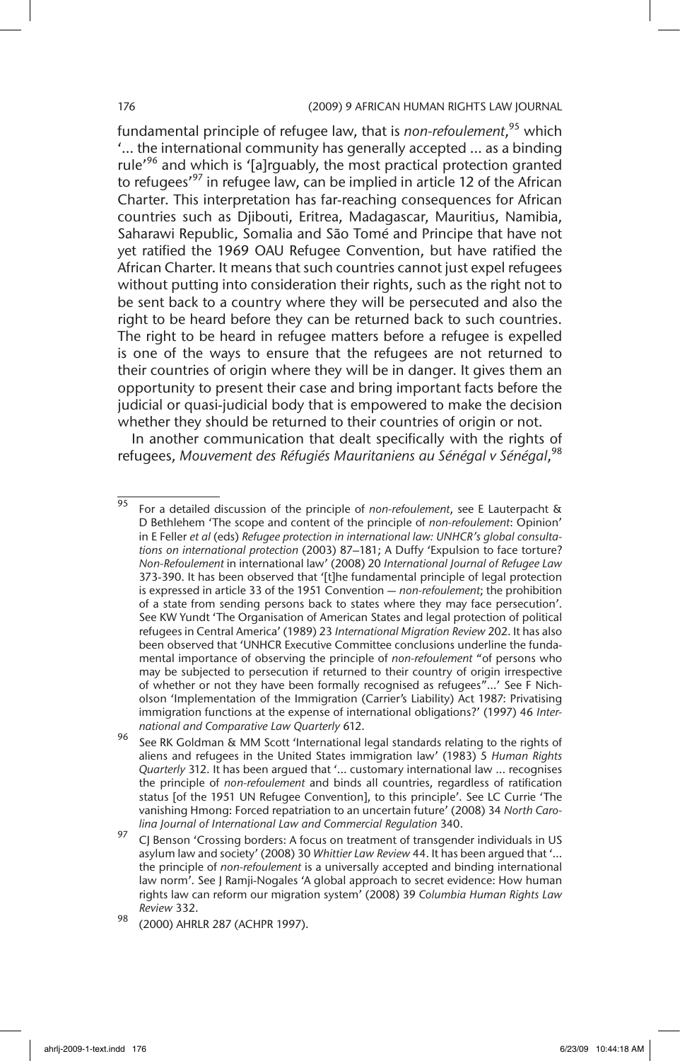fundamental principle of refugee law, that is *non-refoulement*,[95] which '... the international community has generally accepted ... as a binding rule'[96] and which is '[a]rguably, the most practical protection granted to refugees'[97] in refugee law, can be implied in article 12 of the African Charter. This interpretation has far-reaching consequences for African countries such as Djibouti, Eritrea, Madagascar, Mauritius, Namibia, Saharawi Republic, Somalia and São Tomé and Principe that have not yet ratified the 1969 OAU Refugee Convention, but have ratified the African Charter. It means that such countries cannot just expel refugees without putting into consideration their rights, such as the right not to be sent back to a country where they will be persecuted and also the right to be heard before they can be returned back to such countries. The right to be heard in refugee matters before a refugee is expelled is one of the ways to ensure that the refugees are not returned to their countries of origin where they will be in danger. It gives them an opportunity to present their case and bring important facts before the judicial or quasi-judicial body that is empowered to make the decision whether they should be returned to their countries of origin or not.

In another communication that dealt specifically with the rights of refugees, *Mouvement des Réfugiés Mauritaniens au Sénégal v Sénégal*,[98]

---

[95] For a detailed discussion of the principle of *non-refoulement*, see E Lauterpacht & D Bethlehem 'The scope and content of the principle of *non-refoulement*: Opinion' in E Feller *et al* (eds) *Refugee protection in international law: UNHCR's global consultations on international protection* (2003) 87–181; A Duffy 'Expulsion to face torture? *Non-Refoulement* in international law' (2008) 20 *International Journal of Refugee Law* 373-390. It has been observed that '[t]he fundamental principle of legal protection is expressed in article 33 of the 1951 Convention — *non-refoulement*; the prohibition of a state from sending persons back to states where they may face persecution'. See KW Yundt 'The Organisation of American States and legal protection of political refugees in Central America' (1989) 23 *International Migration Review* 202. It has also been observed that 'UNHCR Executive Committee conclusions underline the fundamental importance of observing the principle of *non-refoulement* "of persons who may be subjected to persecution if returned to their country of origin irrespective of whether or not they have been formally recognised as refugees"...' See F Nicholson 'Implementation of the Immigration (Carrier's Liability) Act 1987: Privatising immigration functions at the expense of international obligations?' (1997) 46 *International and Comparative Law Quarterly* 612.

[96] See RK Goldman & MM Scott 'International legal standards relating to the rights of aliens and refugees in the United States immigration law' (1983) 5 *Human Rights Quarterly* 312. It has been argued that '... customary international law ... recognises the principle of *non-refoulement* and binds all countries, regardless of ratification status [of the 1951 UN Refugee Convention], to this principle'. See LC Currie 'The vanishing Hmong: Forced repatriation to an uncertain future' (2008) 34 *North Carolina Journal of International Law and Commercial Regulation* 340.

[97] CJ Benson 'Crossing borders: A focus on treatment of transgender individuals in US asylum law and society' (2008) 30 *Whittier Law Review* 44. It has been argued that '... the principle of *non-refoulement* is a universally accepted and binding international law norm'. See J Ramji-Nogales 'A global approach to secret evidence: How human rights law can reform our migration system' (2008) 39 *Columbia Human Rights Law Review* 332.

[98] (2000) AHRLR 287 (ACHPR 1997).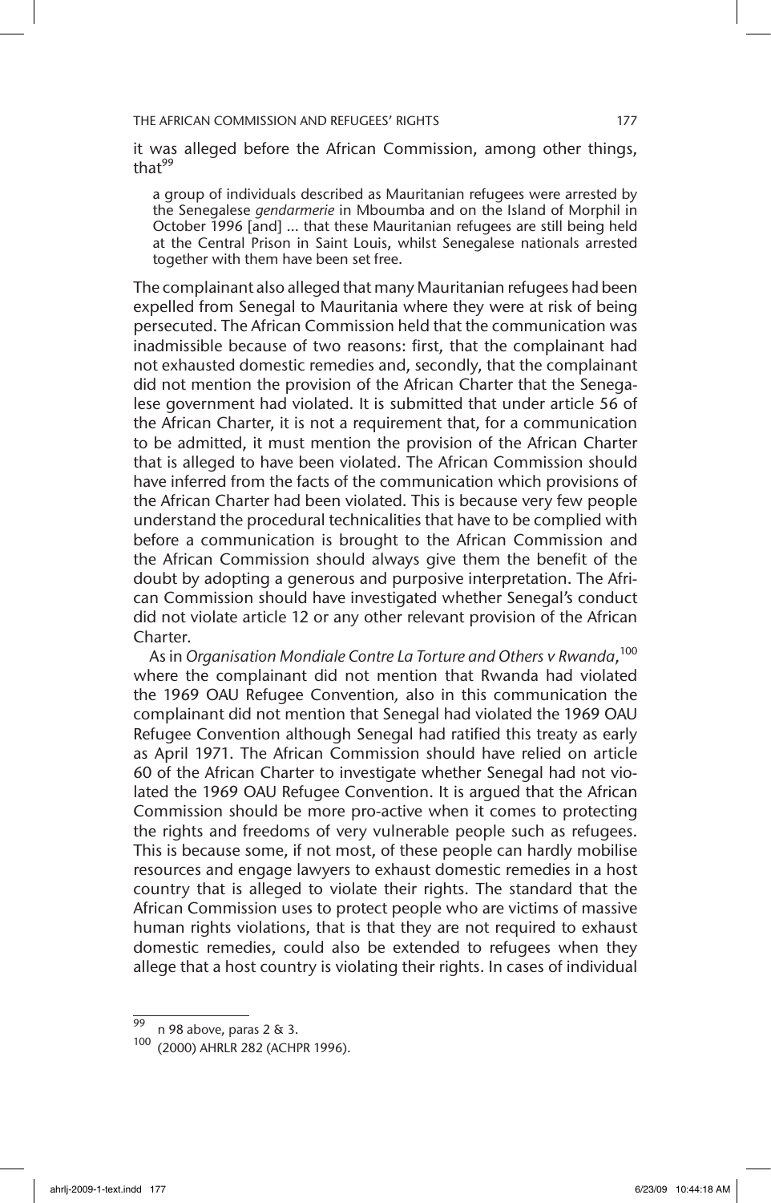it was alleged before the African Commission, among other things, that[99]

> a group of individuals described as Mauritanian refugees were arrested by the Senegalese *gendarmerie* in Mboumba and on the Island of Morphil in October 1996 [and] ... that these Mauritanian refugees are still being held at the Central Prison in Saint Louis, whilst Senegalese nationals arrested together with them have been set free.

The complainant also alleged that many Mauritanian refugees had been expelled from Senegal to Mauritania where they were at risk of being persecuted. The African Commission held that the communication was inadmissible because of two reasons: first, that the complainant had not exhausted domestic remedies and, secondly, that the complainant did not mention the provision of the African Charter that the Senegalese government had violated. It is submitted that under article 56 of the African Charter, it is not a requirement that, for a communication to be admitted, it must mention the provision of the African Charter that is alleged to have been violated. The African Commission should have inferred from the facts of the communication which provisions of the African Charter had been violated. This is because very few people understand the procedural technicalities that have to be complied with before a communication is brought to the African Commission and the African Commission should always give them the benefit of the doubt by adopting a generous and purposive interpretation. The African Commission should have investigated whether Senegal's conduct did not violate article 12 or any other relevant provision of the African Charter.

As in *Organisation Mondiale Contre La Torture and Others v Rwanda*,[100] where the complainant did not mention that Rwanda had violated the 1969 OAU Refugee Convention*,* also in this communication the complainant did not mention that Senegal had violated the 1969 OAU Refugee Convention although Senegal had ratified this treaty as early as April 1971. The African Commission should have relied on article 60 of the African Charter to investigate whether Senegal had not violated the 1969 OAU Refugee Convention. It is argued that the African Commission should be more pro-active when it comes to protecting the rights and freedoms of very vulnerable people such as refugees. This is because some, if not most, of these people can hardly mobilise resources and engage lawyers to exhaust domestic remedies in a host country that is alleged to violate their rights. The standard that the African Commission uses to protect people who are victims of massive human rights violations, that is that they are not required to exhaust domestic remedies, could also be extended to refugees when they allege that a host country is violating their rights. In cases of individual

---

[99] n 98 above, paras 2 & 3.

[100] (2000) AHRLR 282 (ACHPR 1996).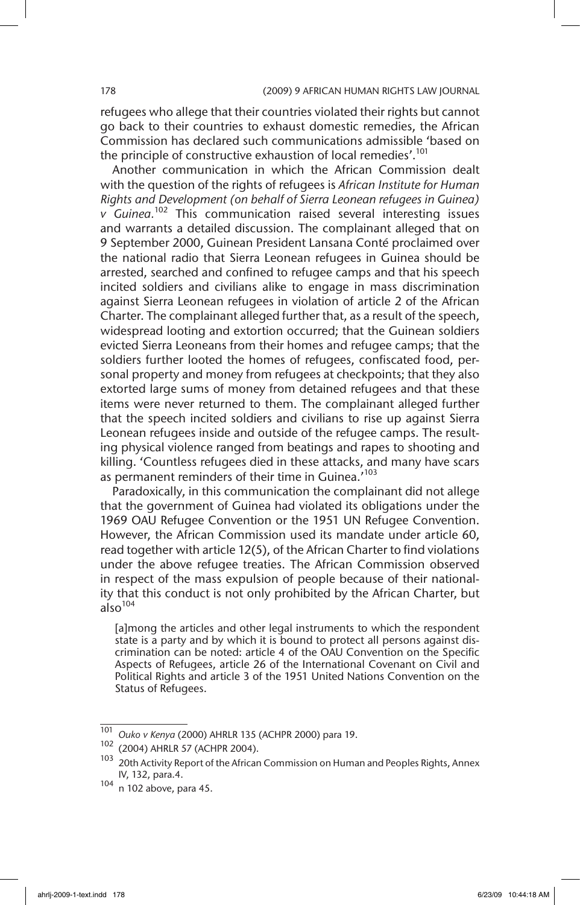refugees who allege that their countries violated their rights but cannot go back to their countries to exhaust domestic remedies, the African Commission has declared such communications admissible 'based on the principle of constructive exhaustion of local remedies'.[101]

Another communication in which the African Commission dealt with the question of the rights of refugees is *African Institute for Human Rights and Development (on behalf of Sierra Leonean refugees in Guinea) v Guinea.*[102] This communication raised several interesting issues and warrants a detailed discussion. The complainant alleged that on 9 September 2000, Guinean President Lansana Conté proclaimed over the national radio that Sierra Leonean refugees in Guinea should be arrested, searched and confined to refugee camps and that his speech incited soldiers and civilians alike to engage in mass discrimination against Sierra Leonean refugees in violation of article 2 of the African Charter. The complainant alleged further that, as a result of the speech, widespread looting and extortion occurred; that the Guinean soldiers evicted Sierra Leoneans from their homes and refugee camps; that the soldiers further looted the homes of refugees, confiscated food, personal property and money from refugees at checkpoints; that they also extorted large sums of money from detained refugees and that these items were never returned to them. The complainant alleged further that the speech incited soldiers and civilians to rise up against Sierra Leonean refugees inside and outside of the refugee camps. The resulting physical violence ranged from beatings and rapes to shooting and killing. 'Countless refugees died in these attacks, and many have scars as permanent reminders of their time in Guinea.'[103]

Paradoxically, in this communication the complainant did not allege that the government of Guinea had violated its obligations under the 1969 OAU Refugee Convention or the 1951 UN Refugee Convention. However, the African Commission used its mandate under article 60, read together with article 12(5), of the African Charter to find violations under the above refugee treaties. The African Commission observed in respect of the mass expulsion of people because of their nationality that this conduct is not only prohibited by the African Charter, but also[104]

> [a]mong the articles and other legal instruments to which the respondent state is a party and by which it is bound to protect all persons against discrimination can be noted: article 4 of the OAU Convention on the Specific Aspects of Refugees, article 26 of the International Covenant on Civil and Political Rights and article 3 of the 1951 United Nations Convention on the Status of Refugees.

---

[101] *Ouko v Kenya* (2000) AHRLR 135 (ACHPR 2000) para 19.

[102] (2004) AHRLR 57 (ACHPR 2004).

[103] 20th Activity Report of the African Commission on Human and Peoples Rights, Annex IV, 132, para.4.

[104] n 102 above, para 45.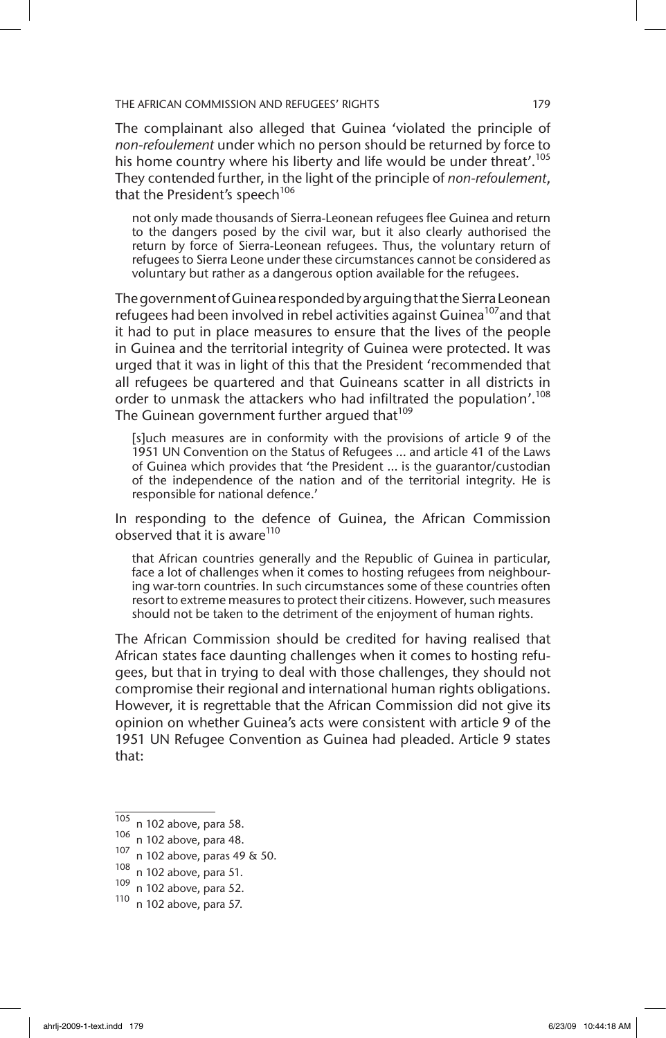The complainant also alleged that Guinea 'violated the principle of *non-refoulement* under which no person should be returned by force to his home country where his liberty and life would be under threat'.[105] They contended further, in the light of the principle of *non-refoulement*, that the President's speech[106]

> not only made thousands of Sierra-Leonean refugees flee Guinea and return to the dangers posed by the civil war, but it also clearly authorised the return by force of Sierra-Leonean refugees. Thus, the voluntary return of refugees to Sierra Leone under these circumstances cannot be considered as voluntary but rather as a dangerous option available for the refugees.

The government of Guinea responded by arguing that the Sierra Leonean refugees had been involved in rebel activities against Guinea[107] and that it had to put in place measures to ensure that the lives of the people in Guinea and the territorial integrity of Guinea were protected. It was urged that it was in light of this that the President 'recommended that all refugees be quartered and that Guineans scatter in all districts in order to unmask the attackers who had infiltrated the population'.[108] The Guinean government further argued that[109]

> [s]uch measures are in conformity with the provisions of article 9 of the 1951 UN Convention on the Status of Refugees ... and article 41 of the Laws of Guinea which provides that 'the President ... is the guarantor/custodian of the independence of the nation and of the territorial integrity. He is responsible for national defence.'

In responding to the defence of Guinea, the African Commission observed that it is aware[110]

> that African countries generally and the Republic of Guinea in particular, face a lot of challenges when it comes to hosting refugees from neighbouring war-torn countries. In such circumstances some of these countries often resort to extreme measures to protect their citizens. However, such measures should not be taken to the detriment of the enjoyment of human rights.

The African Commission should be credited for having realised that African states face daunting challenges when it comes to hosting refugees, but that in trying to deal with those challenges, they should not compromise their regional and international human rights obligations. However, it is regrettable that the African Commission did not give its opinion on whether Guinea's acts were consistent with article 9 of the 1951 UN Refugee Convention as Guinea had pleaded. Article 9 states that:

---

[105] n 102 above, para 58.
[106] n 102 above, para 48.
[107] n 102 above, paras 49 & 50.
[108] n 102 above, para 51.
[109] n 102 above, para 52.
[110] n 102 above, para 57.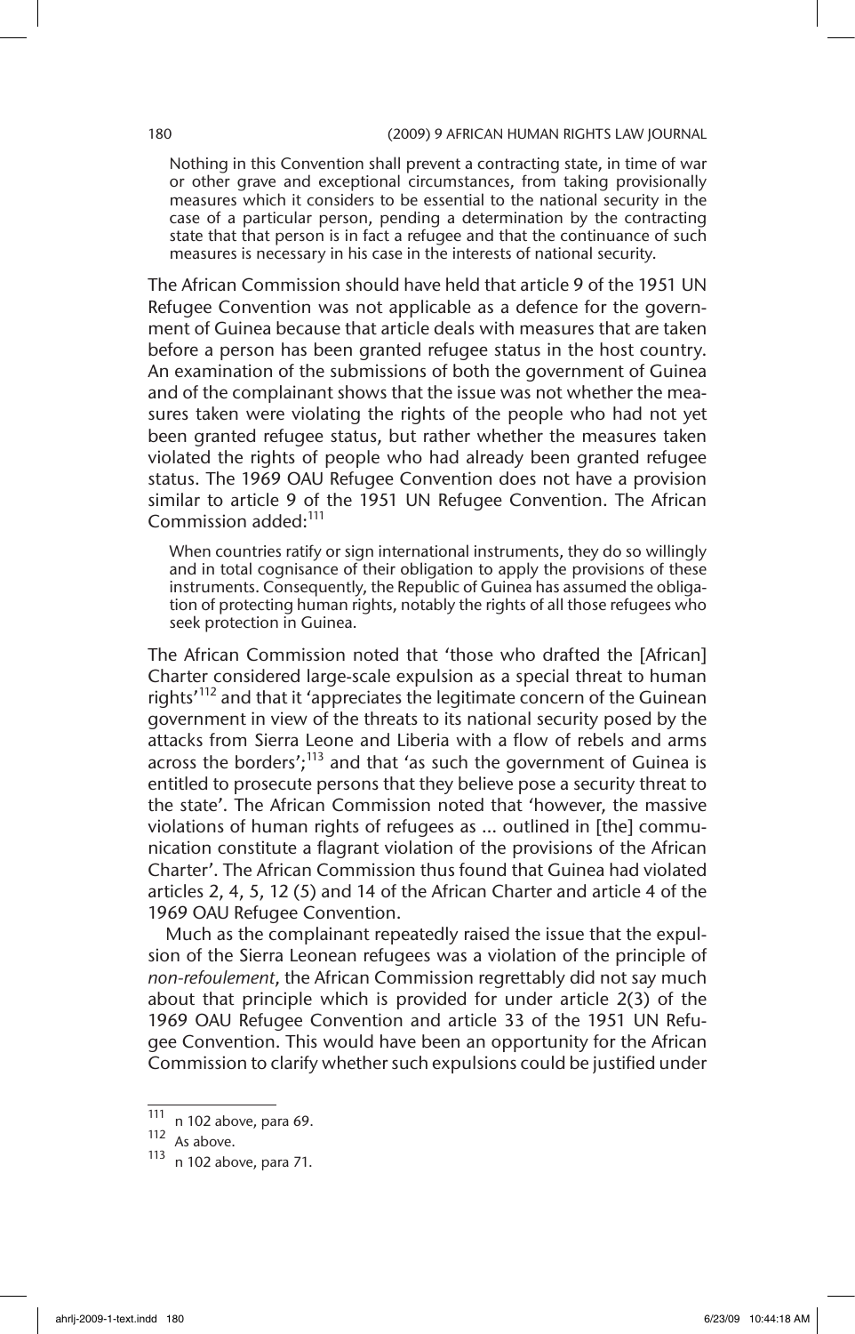> Nothing in this Convention shall prevent a contracting state, in time of war or other grave and exceptional circumstances, from taking provisionally measures which it considers to be essential to the national security in the case of a particular person, pending a determination by the contracting state that that person is in fact a refugee and that the continuance of such measures is necessary in his case in the interests of national security.

The African Commission should have held that article 9 of the 1951 UN Refugee Convention was not applicable as a defence for the government of Guinea because that article deals with measures that are taken before a person has been granted refugee status in the host country. An examination of the submissions of both the government of Guinea and of the complainant shows that the issue was not whether the measures taken were violating the rights of the people who had not yet been granted refugee status, but rather whether the measures taken violated the rights of people who had already been granted refugee status. The 1969 OAU Refugee Convention does not have a provision similar to article 9 of the 1951 UN Refugee Convention. The African Commission added:[111]

> When countries ratify or sign international instruments, they do so willingly and in total cognisance of their obligation to apply the provisions of these instruments. Consequently, the Republic of Guinea has assumed the obligation of protecting human rights, notably the rights of all those refugees who seek protection in Guinea.

The African Commission noted that 'those who drafted the [African] Charter considered large-scale expulsion as a special threat to human rights'[112] and that it 'appreciates the legitimate concern of the Guinean government in view of the threats to its national security posed by the attacks from Sierra Leone and Liberia with a flow of rebels and arms across the borders';[113] and that 'as such the government of Guinea is entitled to prosecute persons that they believe pose a security threat to the state'. The African Commission noted that 'however, the massive violations of human rights of refugees as ... outlined in [the] communication constitute a flagrant violation of the provisions of the African Charter'. The African Commission thus found that Guinea had violated articles 2, 4, 5, 12 (5) and 14 of the African Charter and article 4 of the 1969 OAU Refugee Convention.

Much as the complainant repeatedly raised the issue that the expulsion of the Sierra Leonean refugees was a violation of the principle of *non-refoulement*, the African Commission regrettably did not say much about that principle which is provided for under article 2(3) of the 1969 OAU Refugee Convention and article 33 of the 1951 UN Refugee Convention. This would have been an opportunity for the African Commission to clarify whether such expulsions could be justified under

---

[111] n 102 above, para 69.

[112] As above.

[113] n 102 above, para 71.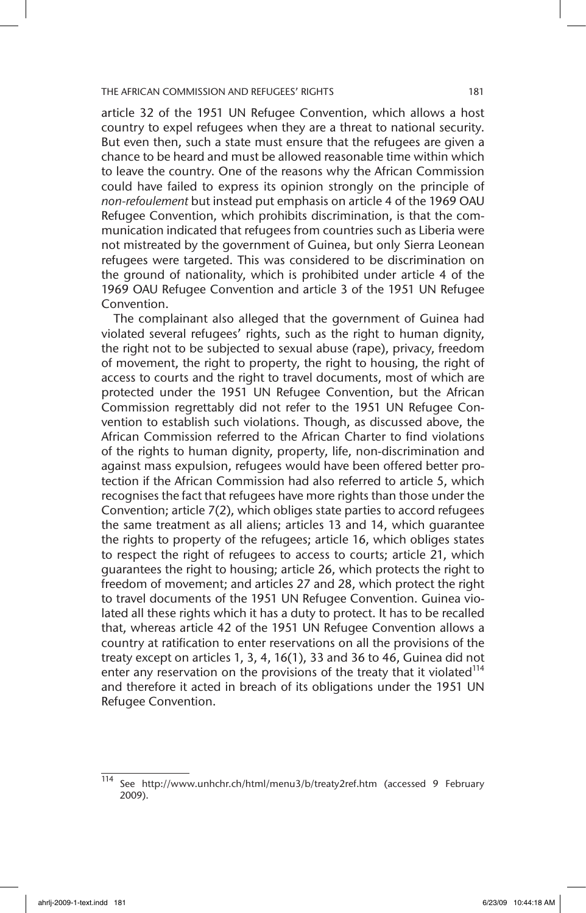article 32 of the 1951 UN Refugee Convention, which allows a host country to expel refugees when they are a threat to national security. But even then, such a state must ensure that the refugees are given a chance to be heard and must be allowed reasonable time within which to leave the country. One of the reasons why the African Commission could have failed to express its opinion strongly on the principle of *non-refoulement* but instead put emphasis on article 4 of the 1969 OAU Refugee Convention, which prohibits discrimination, is that the communication indicated that refugees from countries such as Liberia were not mistreated by the government of Guinea, but only Sierra Leonean refugees were targeted. This was considered to be discrimination on the ground of nationality, which is prohibited under article 4 of the 1969 OAU Refugee Convention and article 3 of the 1951 UN Refugee Convention.

The complainant also alleged that the government of Guinea had violated several refugees' rights, such as the right to human dignity, the right not to be subjected to sexual abuse (rape), privacy, freedom of movement, the right to property, the right to housing, the right of access to courts and the right to travel documents, most of which are protected under the 1951 UN Refugee Convention, but the African Commission regrettably did not refer to the 1951 UN Refugee Convention to establish such violations. Though, as discussed above, the African Commission referred to the African Charter to find violations of the rights to human dignity, property, life, non-discrimination and against mass expulsion, refugees would have been offered better protection if the African Commission had also referred to article 5, which recognises the fact that refugees have more rights than those under the Convention; article 7(2), which obliges state parties to accord refugees the same treatment as all aliens; articles 13 and 14, which guarantee the rights to property of the refugees; article 16, which obliges states to respect the right of refugees to access to courts; article 21, which guarantees the right to housing; article 26, which protects the right to freedom of movement; and articles 27 and 28, which protect the right to travel documents of the 1951 UN Refugee Convention. Guinea violated all these rights which it has a duty to protect. It has to be recalled that, whereas article 42 of the 1951 UN Refugee Convention allows a country at ratification to enter reservations on all the provisions of the treaty except on articles 1, 3, 4, 16(1), 33 and 36 to 46, Guinea did not enter any reservation on the provisions of the treaty that it violated[114] and therefore it acted in breach of its obligations under the 1951 UN Refugee Convention.

---

[114] See http://www.unhchr.ch/html/menu3/b/treaty2ref.htm (accessed 9 February 2009).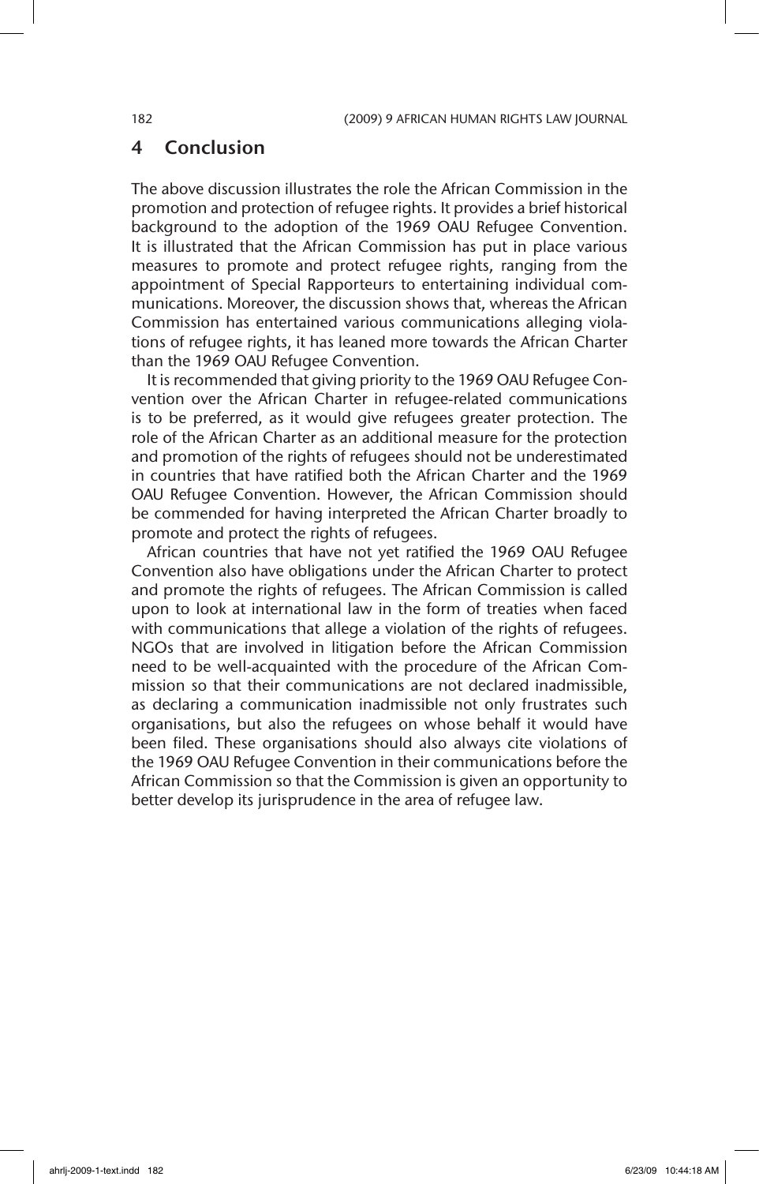## 4 Conclusion

The above discussion illustrates the role the African Commission in the promotion and protection of refugee rights. It provides a brief historical background to the adoption of the 1969 OAU Refugee Convention. It is illustrated that the African Commission has put in place various measures to promote and protect refugee rights, ranging from the appointment of Special Rapporteurs to entertaining individual communications. Moreover, the discussion shows that, whereas the African Commission has entertained various communications alleging violations of refugee rights, it has leaned more towards the African Charter than the 1969 OAU Refugee Convention.

It is recommended that giving priority to the 1969 OAU Refugee Convention over the African Charter in refugee-related communications is to be preferred, as it would give refugees greater protection. The role of the African Charter as an additional measure for the protection and promotion of the rights of refugees should not be underestimated in countries that have ratified both the African Charter and the 1969 OAU Refugee Convention. However, the African Commission should be commended for having interpreted the African Charter broadly to promote and protect the rights of refugees.

African countries that have not yet ratified the 1969 OAU Refugee Convention also have obligations under the African Charter to protect and promote the rights of refugees. The African Commission is called upon to look at international law in the form of treaties when faced with communications that allege a violation of the rights of refugees. NGOs that are involved in litigation before the African Commission need to be well-acquainted with the procedure of the African Commission so that their communications are not declared inadmissible, as declaring a communication inadmissible not only frustrates such organisations, but also the refugees on whose behalf it would have been filed. These organisations should also always cite violations of the 1969 OAU Refugee Convention in their communications before the African Commission so that the Commission is given an opportunity to better develop its jurisprudence in the area of refugee law.